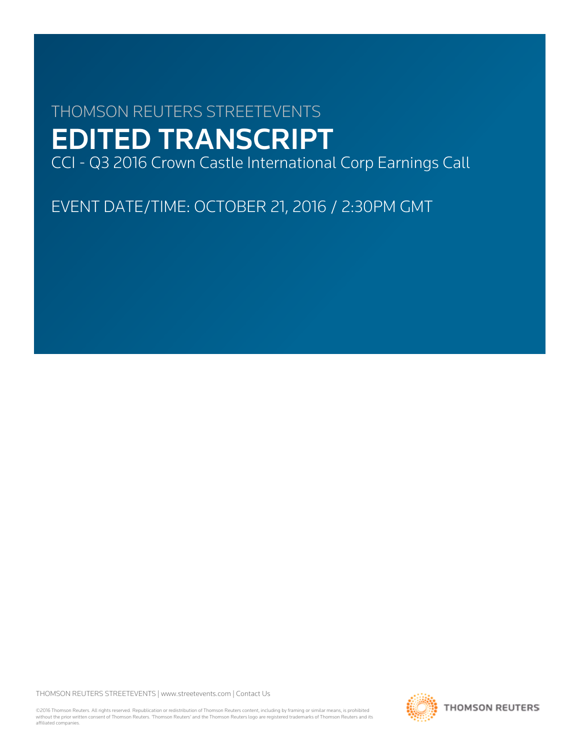THOMSON REUTERS STREETEVENTS

# EDITED TRANSCRIPT

CCI - Q3 2016 Crown Castle International Corp Earnings Call

EVENT DATE/TIME: OCTOBER 21, 2016 / 2:30PM GMT

THOMSON REUTERS STREETEVENTS | www.streetevents.com | Contact Us

©2016 Thomson Reuters. All rights reserved. Republication or redistribution of Thomson Reuters content, including by framing or similar means, is prohibited without the prior written consent of Thomson Reuters. 'Thomson Reuters' and the Thomson Reuters logo are registered trademarks of Thomson Reuters and its affiliated companies.

THOMSON REUTERS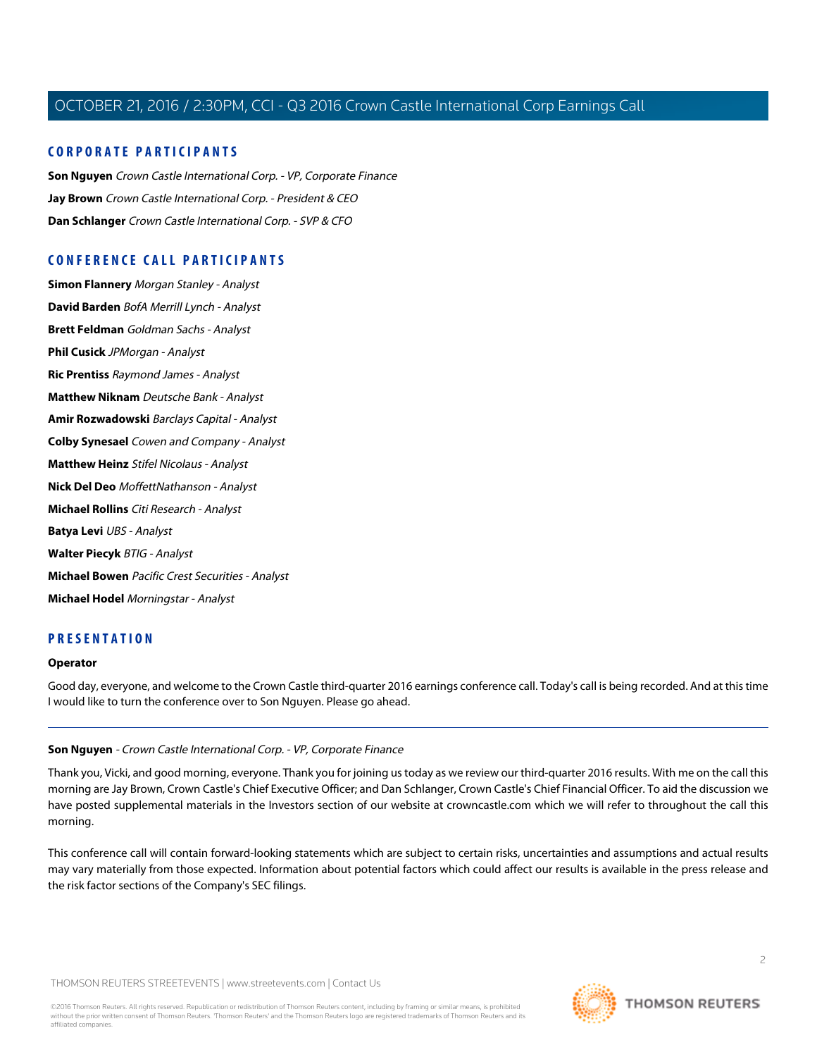## CORPORATE PARTICIPANTS

**Son Nguyen** *Crown Castle International Corp. - VP, Corporate Finance*

**Jay Brown** *Crown Castle International Corp. - President & CEO*

**Dan Schlanger** *Crown Castle International Corp. - SVP & CFO*

## CONFERENCE CALL PARTICIPANTS

**Simon Flannery** *Morgan Stanley - Analyst*

**David Barden** *BofA Merrill Lynch - Analyst*

**Brett Feldman** *Goldman Sachs - Analyst*

**Phil Cusick** *JPMorgan - Analyst*

**Ric Prentiss** *Raymond James - Analyst*

**Matthew Niknam** *Deutsche Bank - Analyst*

**Amir Rozwadowski** *Barclays Capital - Analyst*

**Colby Synesael** *Cowen and Company - Analyst*

**Matthew Heinz** *Stifel Nicolaus - Analyst*

**Nick Del Deo** *MoffettNathanson - Analyst*

**Michael Rollins** *Citi Research - Analyst*

**Batya Levi** *UBS - Analyst*

**Walter Piecyk** *BTIG - Analyst*

**Michael Bowen** *Pacific Crest Securities - Analyst*

**Michael Hodel** *Morningstar - Analyst*

## PRESENTATION

**Operator**

Good day, everyone, and welcome to the Crown Castle third-quarter 2016 earnings conference call. Today's call is being recorded. And at this time I would like to turn the conference over to Son Nguyen. Please go ahead.

---

**Son Nguyen** - *Crown Castle International Corp. - VP, Corporate Finance*

Thank you, Vicki, and good morning, everyone. Thank you for joining us today as we review our third-quarter 2016 results. With me on the call this morning are Jay Brown, Crown Castle's Chief Executive Officer; and Dan Schlanger, Crown Castle's Chief Financial Officer. To aid the discussion we have posted supplemental materials in the Investors section of our website at crowncastle.com which we will refer to throughout the call this morning.

This conference call will contain forward-looking statements which are subject to certain risks, uncertainties and assumptions and actual results may vary materially from those expected. Information about potential factors which could affect our results is available in the press release and the risk factor sections of the Company's SEC filings.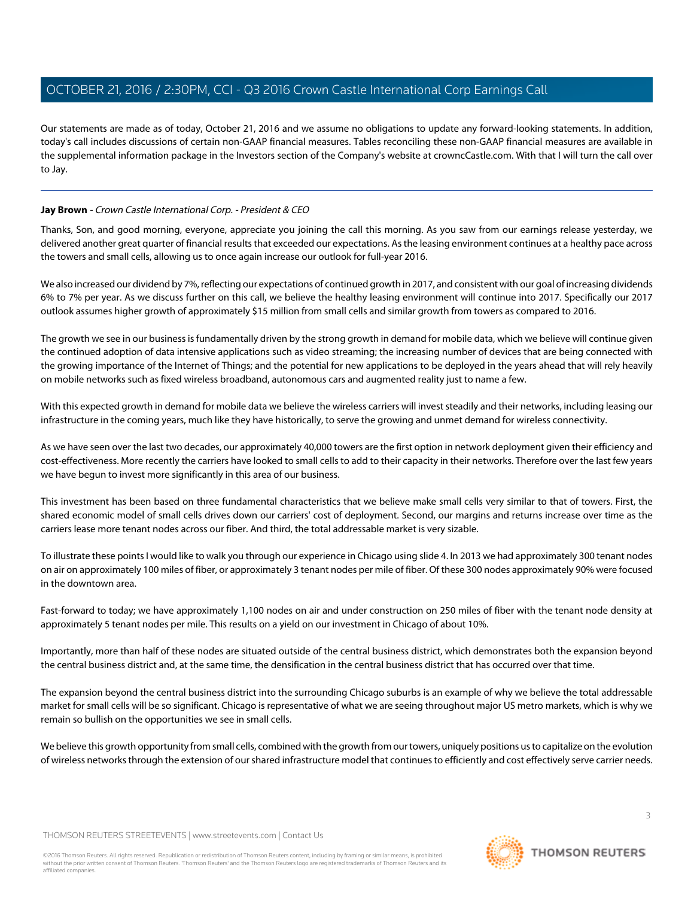Our statements are made as of today, October 21, 2016 and we assume no obligations to update any forward-looking statements. In addition, today's call includes discussions of certain non-GAAP financial measures. Tables reconciling these non-GAAP financial measures are available in the supplemental information package in the Investors section of the Company's website at crowncCastle.com. With that I will turn the call over to Jay.

---

**Jay Brown** - *Crown Castle International Corp. - President & CEO*

Thanks, Son, and good morning, everyone, appreciate you joining the call this morning. As you saw from our earnings release yesterday, we delivered another great quarter of financial results that exceeded our expectations. As the leasing environment continues at a healthy pace across the towers and small cells, allowing us to once again increase our outlook for full-year 2016.

We also increased our dividend by 7%, reflecting our expectations of continued growth in 2017, and consistent with our goal of increasing dividends 6% to 7% per year. As we discuss further on this call, we believe the healthy leasing environment will continue into 2017. Specifically our 2017 outlook assumes higher growth of approximately $15 million from small cells and similar growth from towers as compared to 2016.

The growth we see in our business is fundamentally driven by the strong growth in demand for mobile data, which we believe will continue given the continued adoption of data intensive applications such as video streaming; the increasing number of devices that are being connected with the growing importance of the Internet of Things; and the potential for new applications to be deployed in the years ahead that will rely heavily on mobile networks such as fixed wireless broadband, autonomous cars and augmented reality just to name a few.

With this expected growth in demand for mobile data we believe the wireless carriers will invest steadily and their networks, including leasing our infrastructure in the coming years, much like they have historically, to serve the growing and unmet demand for wireless connectivity.

As we have seen over the last two decades, our approximately 40,000 towers are the first option in network deployment given their efficiency and cost-effectiveness. More recently the carriers have looked to small cells to add to their capacity in their networks. Therefore over the last few years we have begun to invest more significantly in this area of our business.

This investment has been based on three fundamental characteristics that we believe make small cells very similar to that of towers. First, the shared economic model of small cells drives down our carriers' cost of deployment. Second, our margins and returns increase over time as the carriers lease more tenant nodes across our fiber. And third, the total addressable market is very sizable.

To illustrate these points I would like to walk you through our experience in Chicago using slide 4. In 2013 we had approximately 300 tenant nodes on air on approximately 100 miles of fiber, or approximately 3 tenant nodes per mile of fiber. Of these 300 nodes approximately 90% were focused in the downtown area.

Fast-forward to today; we have approximately 1,100 nodes on air and under construction on 250 miles of fiber with the tenant node density at approximately 5 tenant nodes per mile. This results on a yield on our investment in Chicago of about 10%.

Importantly, more than half of these nodes are situated outside of the central business district, which demonstrates both the expansion beyond the central business district and, at the same time, the densification in the central business district that has occurred over that time.

The expansion beyond the central business district into the surrounding Chicago suburbs is an example of why we believe the total addressable market for small cells will be so significant. Chicago is representative of what we are seeing throughout major US metro markets, which is why we remain so bullish on the opportunities we see in small cells.

We believe this growth opportunity from small cells, combined with the growth from our towers, uniquely positions us to capitalize on the evolution of wireless networks through the extension of our shared infrastructure model that continues to efficiently and cost effectively serve carrier needs.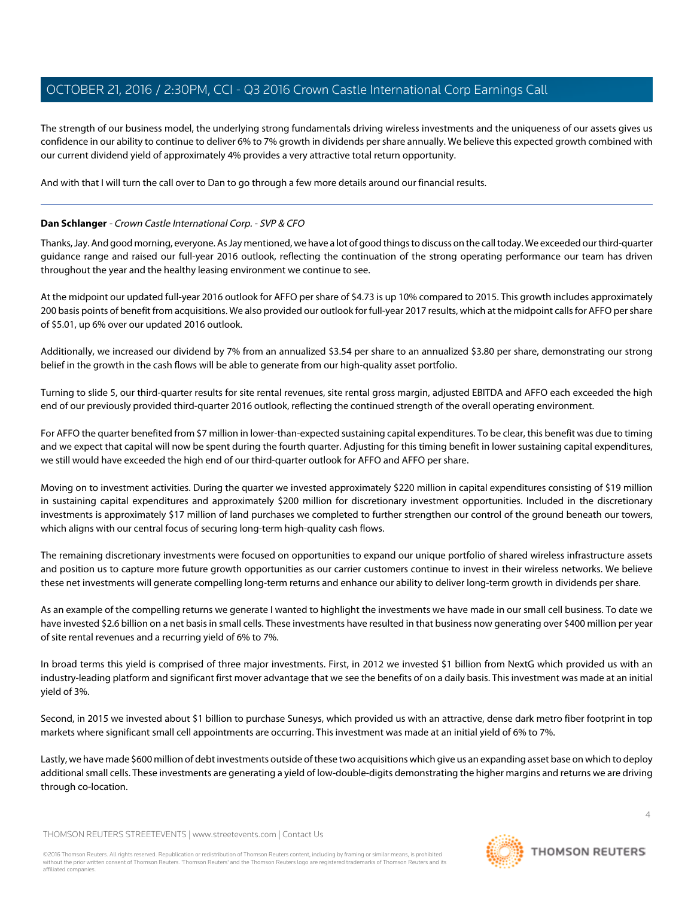The strength of our business model, the underlying strong fundamentals driving wireless investments and the uniqueness of our assets gives us confidence in our ability to continue to deliver 6% to 7% growth in dividends per share annually. We believe this expected growth combined with our current dividend yield of approximately 4% provides a very attractive total return opportunity.

And with that I will turn the call over to Dan to go through a few more details around our financial results.

---

**Dan Schlanger** - *Crown Castle International Corp. - SVP & CFO*

Thanks, Jay. And good morning, everyone. As Jay mentioned, we have a lot of good things to discuss on the call today. We exceeded our third-quarter guidance range and raised our full-year 2016 outlook, reflecting the continuation of the strong operating performance our team has driven throughout the year and the healthy leasing environment we continue to see.

At the midpoint our updated full-year 2016 outlook for AFFO per share of $4.73 is up 10% compared to 2015. This growth includes approximately 200 basis points of benefit from acquisitions. We also provided our outlook for full-year 2017 results, which at the midpoint calls for AFFO per share of $5.01, up 6% over our updated 2016 outlook.

Additionally, we increased our dividend by 7% from an annualized $3.54 per share to an annualized $3.80 per share, demonstrating our strong belief in the growth in the cash flows will be able to generate from our high-quality asset portfolio.

Turning to slide 5, our third-quarter results for site rental revenues, site rental gross margin, adjusted EBITDA and AFFO each exceeded the high end of our previously provided third-quarter 2016 outlook, reflecting the continued strength of the overall operating environment.

For AFFO the quarter benefited from $7 million in lower-than-expected sustaining capital expenditures. To be clear, this benefit was due to timing and we expect that capital will now be spent during the fourth quarter. Adjusting for this timing benefit in lower sustaining capital expenditures, we still would have exceeded the high end of our third-quarter outlook for AFFO and AFFO per share.

Moving on to investment activities. During the quarter we invested approximately $220 million in capital expenditures consisting of $19 million in sustaining capital expenditures and approximately $200 million for discretionary investment opportunities. Included in the discretionary investments is approximately $17 million of land purchases we completed to further strengthen our control of the ground beneath our towers, which aligns with our central focus of securing long-term high-quality cash flows.

The remaining discretionary investments were focused on opportunities to expand our unique portfolio of shared wireless infrastructure assets and position us to capture more future growth opportunities as our carrier customers continue to invest in their wireless networks. We believe these net investments will generate compelling long-term returns and enhance our ability to deliver long-term growth in dividends per share.

As an example of the compelling returns we generate I wanted to highlight the investments we have made in our small cell business. To date we have invested $2.6 billion on a net basis in small cells. These investments have resulted in that business now generating over $400 million per year of site rental revenues and a recurring yield of 6% to 7%.

In broad terms this yield is comprised of three major investments. First, in 2012 we invested $1 billion from NextG which provided us with an industry-leading platform and significant first mover advantage that we see the benefits of on a daily basis. This investment was made at an initial yield of 3%.

Second, in 2015 we invested about $1 billion to purchase Sunesys, which provided us with an attractive, dense dark metro fiber footprint in top markets where significant small cell appointments are occurring. This investment was made at an initial yield of 6% to 7%.

Lastly, we have made $600 million of debt investments outside of these two acquisitions which give us an expanding asset base on which to deploy additional small cells. These investments are generating a yield of low-double-digits demonstrating the higher margins and returns we are driving through co-location.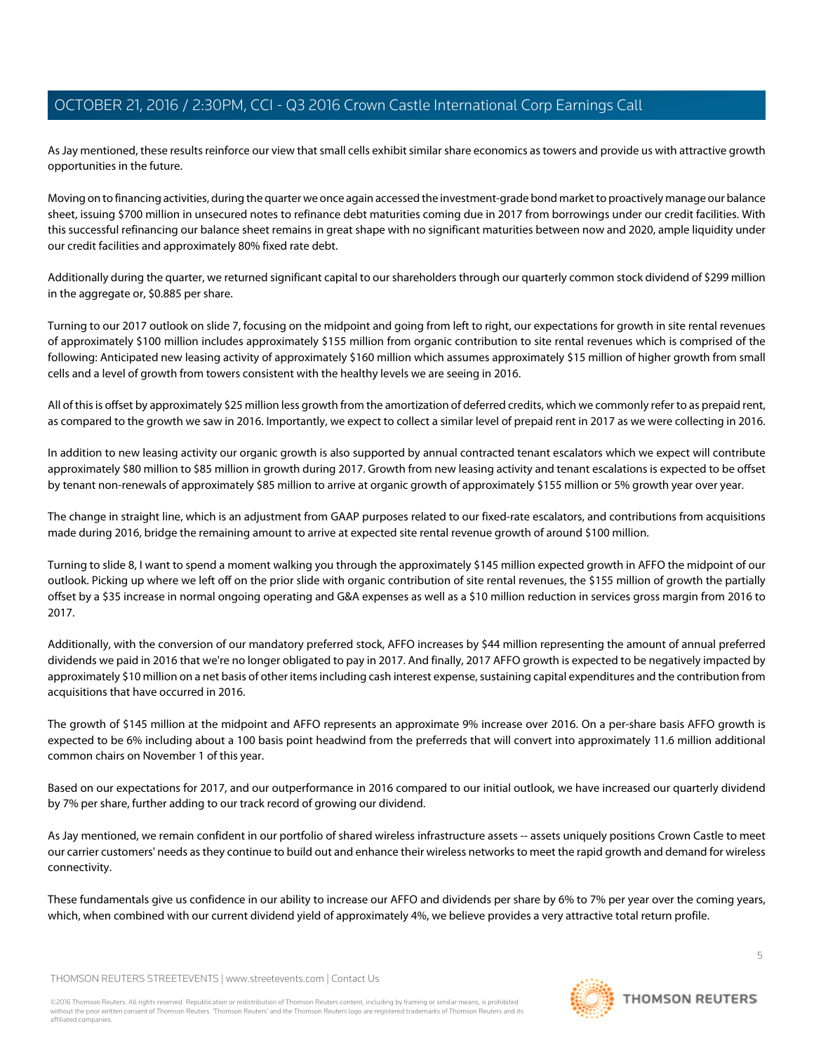As Jay mentioned, these results reinforce our view that small cells exhibit similar share economics as towers and provide us with attractive growth opportunities in the future.

Moving on to financing activities, during the quarter we once again accessed the investment-grade bond market to proactively manage our balance sheet, issuing $700 million in unsecured notes to refinance debt maturities coming due in 2017 from borrowings under our credit facilities. With this successful refinancing our balance sheet remains in great shape with no significant maturities between now and 2020, ample liquidity under our credit facilities and approximately 80% fixed rate debt.

Additionally during the quarter, we returned significant capital to our shareholders through our quarterly common stock dividend of $299 million in the aggregate or, $0.885 per share.

Turning to our 2017 outlook on slide 7, focusing on the midpoint and going from left to right, our expectations for growth in site rental revenues of approximately $100 million includes approximately $155 million from organic contribution to site rental revenues which is comprised of the following: Anticipated new leasing activity of approximately $160 million which assumes approximately $15 million of higher growth from small cells and a level of growth from towers consistent with the healthy levels we are seeing in 2016.

All of this is offset by approximately $25 million less growth from the amortization of deferred credits, which we commonly refer to as prepaid rent, as compared to the growth we saw in 2016. Importantly, we expect to collect a similar level of prepaid rent in 2017 as we were collecting in 2016.

In addition to new leasing activity our organic growth is also supported by annual contracted tenant escalators which we expect will contribute approximately $80 million to $85 million in growth during 2017. Growth from new leasing activity and tenant escalations is expected to be offset by tenant non-renewals of approximately $85 million to arrive at organic growth of approximately $155 million or 5% growth year over year.

The change in straight line, which is an adjustment from GAAP purposes related to our fixed-rate escalators, and contributions from acquisitions made during 2016, bridge the remaining amount to arrive at expected site rental revenue growth of around $100 million.

Turning to slide 8, I want to spend a moment walking you through the approximately $145 million expected growth in AFFO the midpoint of our outlook. Picking up where we left off on the prior slide with organic contribution of site rental revenues, the $155 million of growth the partially offset by a $35 increase in normal ongoing operating and G&A expenses as well as a $10 million reduction in services gross margin from 2016 to 2017.

Additionally, with the conversion of our mandatory preferred stock, AFFO increases by $44 million representing the amount of annual preferred dividends we paid in 2016 that we're no longer obligated to pay in 2017. And finally, 2017 AFFO growth is expected to be negatively impacted by approximately $10 million on a net basis of other items including cash interest expense, sustaining capital expenditures and the contribution from acquisitions that have occurred in 2016.

The growth of $145 million at the midpoint and AFFO represents an approximate 9% increase over 2016. On a per-share basis AFFO growth is expected to be 6% including about a 100 basis point headwind from the preferreds that will convert into approximately 11.6 million additional common chairs on November 1 of this year.

Based on our expectations for 2017, and our outperformance in 2016 compared to our initial outlook, we have increased our quarterly dividend by 7% per share, further adding to our track record of growing our dividend.

As Jay mentioned, we remain confident in our portfolio of shared wireless infrastructure assets -- assets uniquely positions Crown Castle to meet our carrier customers' needs as they continue to build out and enhance their wireless networks to meet the rapid growth and demand for wireless connectivity.

These fundamentals give us confidence in our ability to increase our AFFO and dividends per share by 6% to 7% per year over the coming years, which, when combined with our current dividend yield of approximately 4%, we believe provides a very attractive total return profile.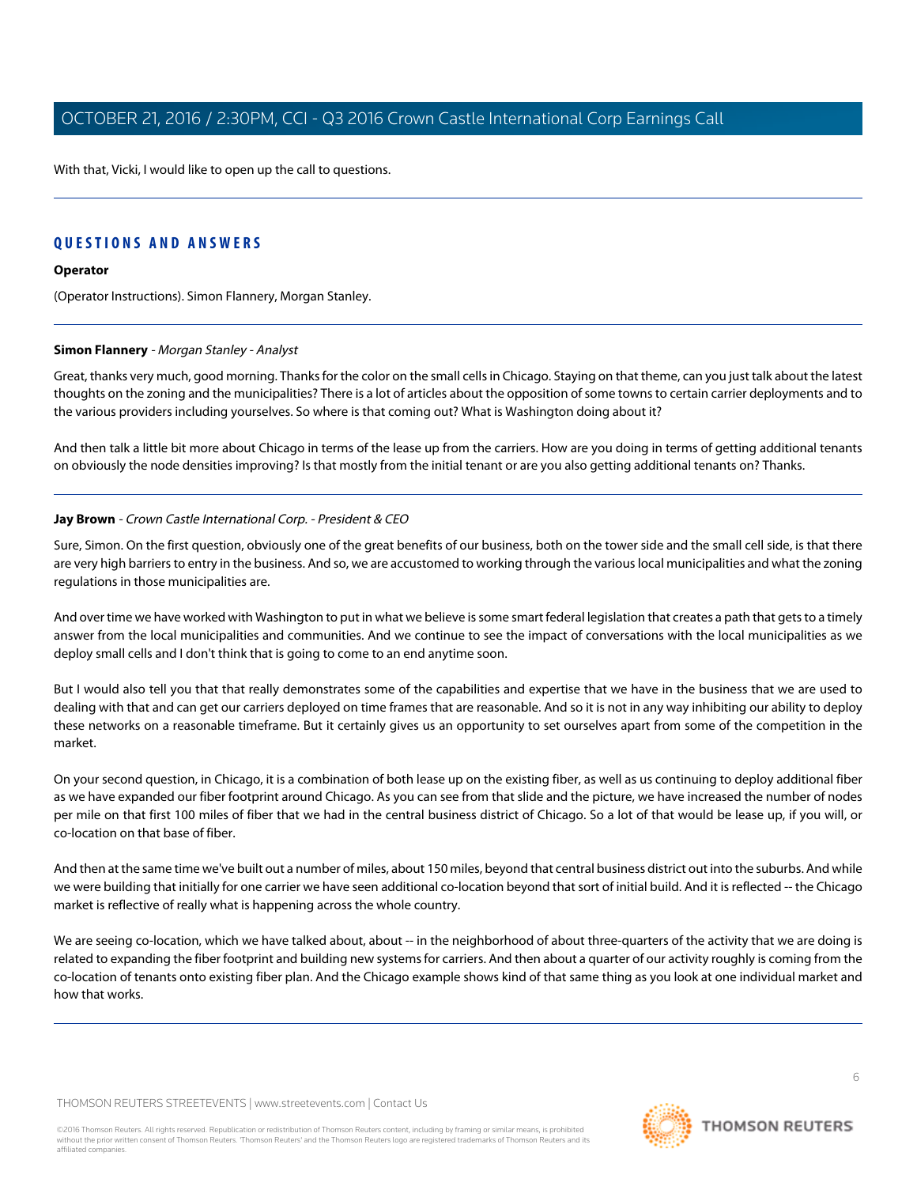With that, Vicki, I would like to open up the call to questions.

## QUESTIONS AND ANSWERS

**Operator**

(Operator Instructions). Simon Flannery, Morgan Stanley.

**Simon Flannery** - *Morgan Stanley - Analyst*

Great, thanks very much, good morning. Thanks for the color on the small cells in Chicago. Staying on that theme, can you just talk about the latest thoughts on the zoning and the municipalities? There is a lot of articles about the opposition of some towns to certain carrier deployments and to the various providers including yourselves. So where is that coming out? What is Washington doing about it?

And then talk a little bit more about Chicago in terms of the lease up from the carriers. How are you doing in terms of getting additional tenants on obviously the node densities improving? Is that mostly from the initial tenant or are you also getting additional tenants on? Thanks.

**Jay Brown** - *Crown Castle International Corp. - President & CEO*

Sure, Simon. On the first question, obviously one of the great benefits of our business, both on the tower side and the small cell side, is that there are very high barriers to entry in the business. And so, we are accustomed to working through the various local municipalities and what the zoning regulations in those municipalities are.

And over time we have worked with Washington to put in what we believe is some smart federal legislation that creates a path that gets to a timely answer from the local municipalities and communities. And we continue to see the impact of conversations with the local municipalities as we deploy small cells and I don't think that is going to come to an end anytime soon.

But I would also tell you that that really demonstrates some of the capabilities and expertise that we have in the business that we are used to dealing with that and can get our carriers deployed on time frames that are reasonable. And so it is not in any way inhibiting our ability to deploy these networks on a reasonable timeframe. But it certainly gives us an opportunity to set ourselves apart from some of the competition in the market.

On your second question, in Chicago, it is a combination of both lease up on the existing fiber, as well as us continuing to deploy additional fiber as we have expanded our fiber footprint around Chicago. As you can see from that slide and the picture, we have increased the number of nodes per mile on that first 100 miles of fiber that we had in the central business district of Chicago. So a lot of that would be lease up, if you will, or co-location on that base of fiber.

And then at the same time we've built out a number of miles, about 150 miles, beyond that central business district out into the suburbs. And while we were building that initially for one carrier we have seen additional co-location beyond that sort of initial build. And it is reflected -- the Chicago market is reflective of really what is happening across the whole country.

We are seeing co-location, which we have talked about, about -- in the neighborhood of about three-quarters of the activity that we are doing is related to expanding the fiber footprint and building new systems for carriers. And then about a quarter of our activity roughly is coming from the co-location of tenants onto existing fiber plan. And the Chicago example shows kind of that same thing as you look at one individual market and how that works.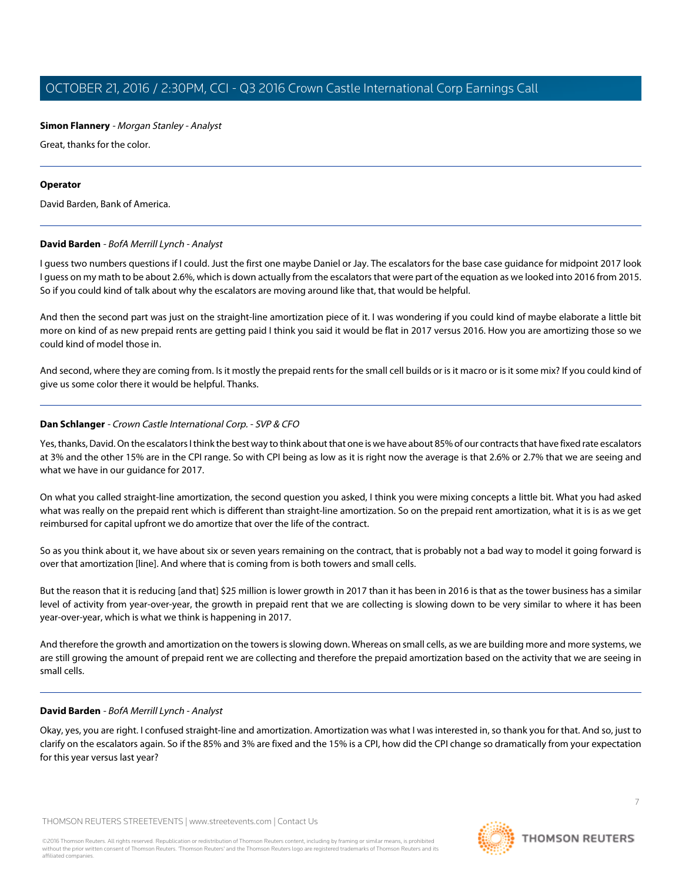**Simon Flannery** - *Morgan Stanley - Analyst*

Great, thanks for the color.

---

**Operator**

David Barden, Bank of America.

---

**David Barden** - *BofA Merrill Lynch - Analyst*

I guess two numbers questions if I could. Just the first one maybe Daniel or Jay. The escalators for the base case guidance for midpoint 2017 look I guess on my math to be about 2.6%, which is down actually from the escalators that were part of the equation as we looked into 2016 from 2015. So if you could kind of talk about why the escalators are moving around like that, that would be helpful.

And then the second part was just on the straight-line amortization piece of it. I was wondering if you could kind of maybe elaborate a little bit more on kind of as new prepaid rents are getting paid I think you said it would be flat in 2017 versus 2016. How you are amortizing those so we could kind of model those in.

And second, where they are coming from. Is it mostly the prepaid rents for the small cell builds or is it macro or is it some mix? If you could kind of give us some color there it would be helpful. Thanks.

---

**Dan Schlanger** - *Crown Castle International Corp. - SVP & CFO*

Yes, thanks, David. On the escalators I think the best way to think about that one is we have about 85% of our contracts that have fixed rate escalators at 3% and the other 15% are in the CPI range. So with CPI being as low as it is right now the average is that 2.6% or 2.7% that we are seeing and what we have in our guidance for 2017.

On what you called straight-line amortization, the second question you asked, I think you were mixing concepts a little bit. What you had asked what was really on the prepaid rent which is different than straight-line amortization. So on the prepaid rent amortization, what it is is as we get reimbursed for capital upfront we do amortize that over the life of the contract.

So as you think about it, we have about six or seven years remaining on the contract, that is probably not a bad way to model it going forward is over that amortization [line]. And where that is coming from is both towers and small cells.

But the reason that it is reducing [and that] $25 million is lower growth in 2017 than it has been in 2016 is that as the tower business has a similar level of activity from year-over-year, the growth in prepaid rent that we are collecting is slowing down to be very similar to where it has been year-over-year, which is what we think is happening in 2017.

And therefore the growth and amortization on the towers is slowing down. Whereas on small cells, as we are building more and more systems, we are still growing the amount of prepaid rent we are collecting and therefore the prepaid amortization based on the activity that we are seeing in small cells.

---

**David Barden** - *BofA Merrill Lynch - Analyst*

Okay, yes, you are right. I confused straight-line and amortization. Amortization was what I was interested in, so thank you for that. And so, just to clarify on the escalators again. So if the 85% and 3% are fixed and the 15% is a CPI, how did the CPI change so dramatically from your expectation for this year versus last year?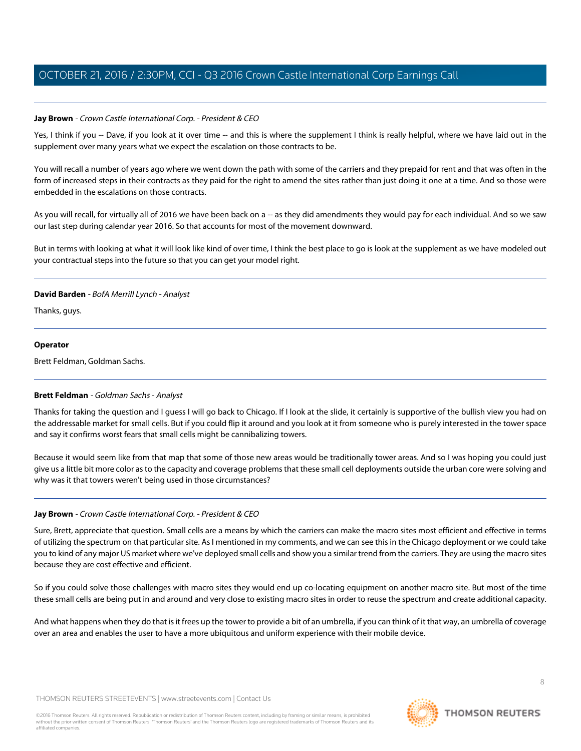**Jay Brown** - *Crown Castle International Corp. - President & CEO*

Yes, I think if you -- Dave, if you look at it over time -- and this is where the supplement I think is really helpful, where we have laid out in the supplement over many years what we expect the escalation on those contracts to be.

You will recall a number of years ago where we went down the path with some of the carriers and they prepaid for rent and that was often in the form of increased steps in their contracts as they paid for the right to amend the sites rather than just doing it one at a time. And so those were embedded in the escalations on those contracts.

As you will recall, for virtually all of 2016 we have been back on a -- as they did amendments they would pay for each individual. And so we saw our last step during calendar year 2016. So that accounts for most of the movement downward.

But in terms with looking at what it will look like kind of over time, I think the best place to go is look at the supplement as we have modeled out your contractual steps into the future so that you can get your model right.

---

**David Barden** - *BofA Merrill Lynch - Analyst*

Thanks, guys.

---

**Operator**

Brett Feldman, Goldman Sachs.

---

**Brett Feldman** - *Goldman Sachs - Analyst*

Thanks for taking the question and I guess I will go back to Chicago. If I look at the slide, it certainly is supportive of the bullish view you had on the addressable market for small cells. But if you could flip it around and you look at it from someone who is purely interested in the tower space and say it confirms worst fears that small cells might be cannibalizing towers.

Because it would seem like from that map that some of those new areas would be traditionally tower areas. And so I was hoping you could just give us a little bit more color as to the capacity and coverage problems that these small cell deployments outside the urban core were solving and why was it that towers weren't being used in those circumstances?

---

**Jay Brown** - *Crown Castle International Corp. - President & CEO*

Sure, Brett, appreciate that question. Small cells are a means by which the carriers can make the macro sites most efficient and effective in terms of utilizing the spectrum on that particular site. As I mentioned in my comments, and we can see this in the Chicago deployment or we could take you to kind of any major US market where we've deployed small cells and show you a similar trend from the carriers. They are using the macro sites because they are cost effective and efficient.

So if you could solve those challenges with macro sites they would end up co-locating equipment on another macro site. But most of the time these small cells are being put in and around and very close to existing macro sites in order to reuse the spectrum and create additional capacity.

And what happens when they do that is it frees up the tower to provide a bit of an umbrella, if you can think of it that way, an umbrella of coverage over an area and enables the user to have a more ubiquitous and uniform experience with their mobile device.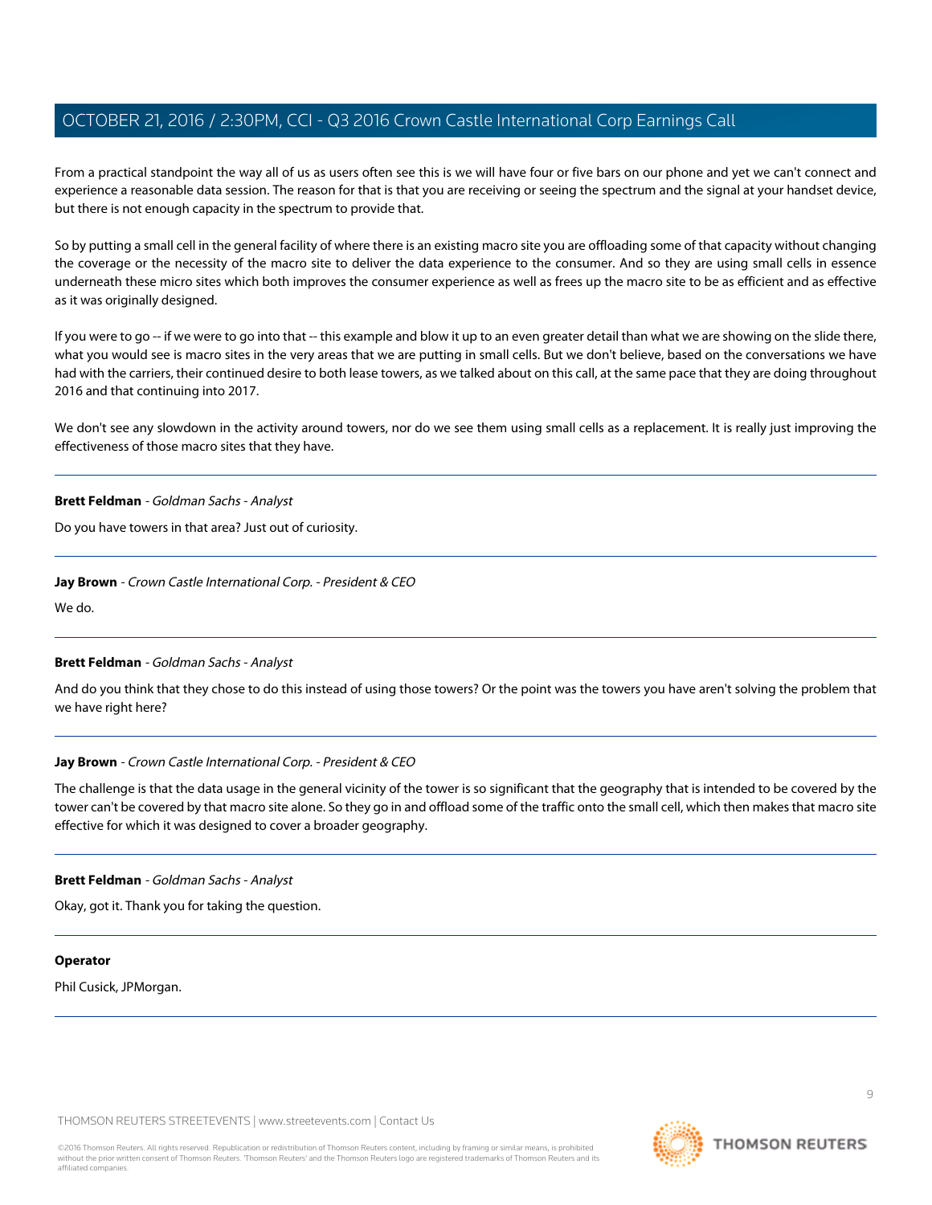From a practical standpoint the way all of us as users often see this is we will have four or five bars on our phone and yet we can't connect and experience a reasonable data session. The reason for that is that you are receiving or seeing the spectrum and the signal at your handset device, but there is not enough capacity in the spectrum to provide that.

So by putting a small cell in the general facility of where there is an existing macro site you are offloading some of that capacity without changing the coverage or the necessity of the macro site to deliver the data experience to the consumer. And so they are using small cells in essence underneath these micro sites which both improves the consumer experience as well as frees up the macro site to be as efficient and as effective as it was originally designed.

If you were to go -- if we were to go into that -- this example and blow it up to an even greater detail than what we are showing on the slide there, what you would see is macro sites in the very areas that we are putting in small cells. But we don't believe, based on the conversations we have had with the carriers, their continued desire to both lease towers, as we talked about on this call, at the same pace that they are doing throughout 2016 and that continuing into 2017.

We don't see any slowdown in the activity around towers, nor do we see them using small cells as a replacement. It is really just improving the effectiveness of those macro sites that they have.

---

**Brett Feldman** - *Goldman Sachs - Analyst*

Do you have towers in that area? Just out of curiosity.

---

**Jay Brown** - *Crown Castle International Corp. - President & CEO*

We do.

---

**Brett Feldman** - *Goldman Sachs - Analyst*

And do you think that they chose to do this instead of using those towers? Or the point was the towers you have aren't solving the problem that we have right here?

---

**Jay Brown** - *Crown Castle International Corp. - President & CEO*

The challenge is that the data usage in the general vicinity of the tower is so significant that the geography that is intended to be covered by the tower can't be covered by that macro site alone. So they go in and offload some of the traffic onto the small cell, which then makes that macro site effective for which it was designed to cover a broader geography.

---

**Brett Feldman** - *Goldman Sachs - Analyst*

Okay, got it. Thank you for taking the question.

---

**Operator**

Phil Cusick, JPMorgan.

---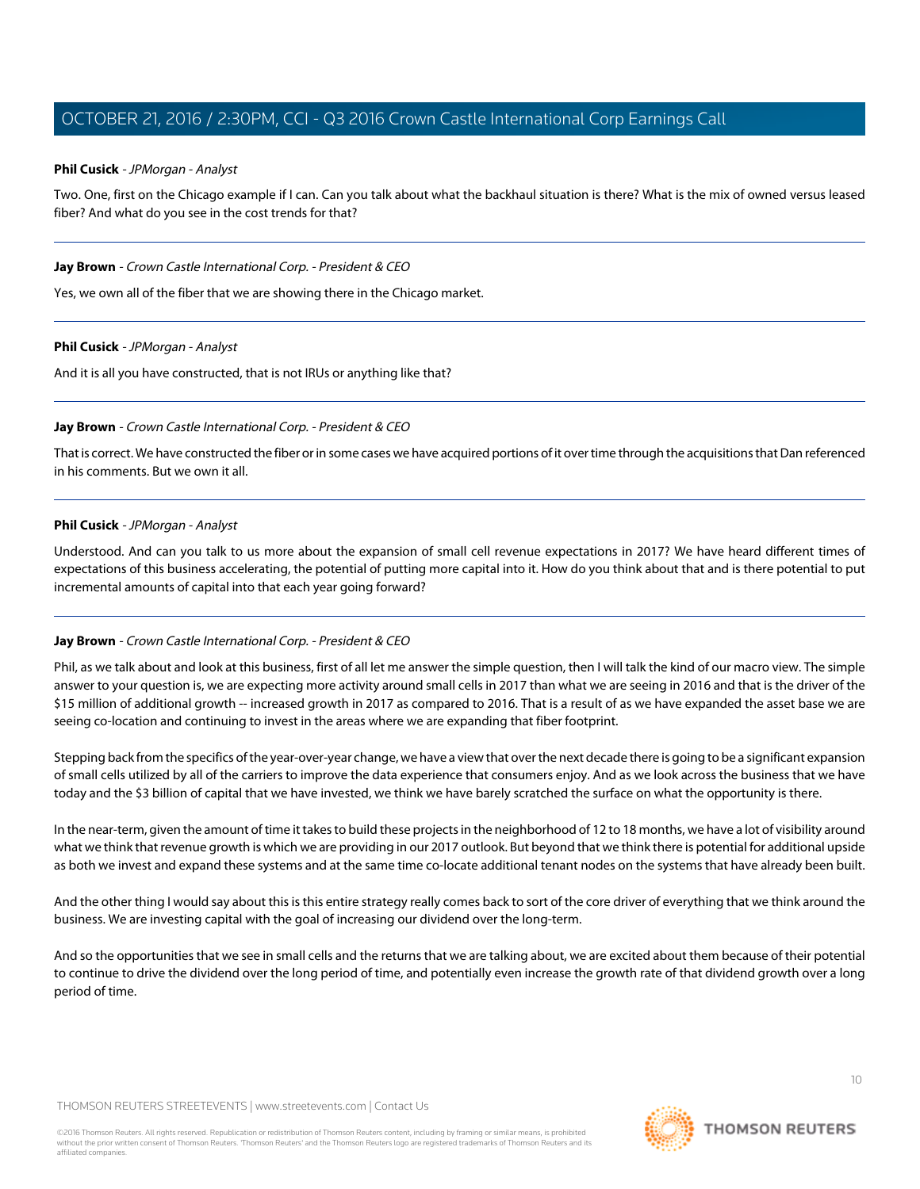**Phil Cusick** - *JPMorgan - Analyst*

Two. One, first on the Chicago example if I can. Can you talk about what the backhaul situation is there? What is the mix of owned versus leased fiber? And what do you see in the cost trends for that?

---

**Jay Brown** - *Crown Castle International Corp. - President & CEO*

Yes, we own all of the fiber that we are showing there in the Chicago market.

---

**Phil Cusick** - *JPMorgan - Analyst*

And it is all you have constructed, that is not IRUs or anything like that?

---

**Jay Brown** - *Crown Castle International Corp. - President & CEO*

That is correct. We have constructed the fiber or in some cases we have acquired portions of it over time through the acquisitions that Dan referenced in his comments. But we own it all.

---

**Phil Cusick** - *JPMorgan - Analyst*

Understood. And can you talk to us more about the expansion of small cell revenue expectations in 2017? We have heard different times of expectations of this business accelerating, the potential of putting more capital into it. How do you think about that and is there potential to put incremental amounts of capital into that each year going forward?

---

**Jay Brown** - *Crown Castle International Corp. - President & CEO*

Phil, as we talk about and look at this business, first of all let me answer the simple question, then I will talk the kind of our macro view. The simple answer to your question is, we are expecting more activity around small cells in 2017 than what we are seeing in 2016 and that is the driver of the $15 million of additional growth -- increased growth in 2017 as compared to 2016. That is a result of as we have expanded the asset base we are seeing co-location and continuing to invest in the areas where we are expanding that fiber footprint.

Stepping back from the specifics of the year-over-year change, we have a view that over the next decade there is going to be a significant expansion of small cells utilized by all of the carriers to improve the data experience that consumers enjoy. And as we look across the business that we have today and the $3 billion of capital that we have invested, we think we have barely scratched the surface on what the opportunity is there.

In the near-term, given the amount of time it takes to build these projects in the neighborhood of 12 to 18 months, we have a lot of visibility around what we think that revenue growth is which we are providing in our 2017 outlook. But beyond that we think there is potential for additional upside as both we invest and expand these systems and at the same time co-locate additional tenant nodes on the systems that have already been built.

And the other thing I would say about this is this entire strategy really comes back to sort of the core driver of everything that we think around the business. We are investing capital with the goal of increasing our dividend over the long-term.

And so the opportunities that we see in small cells and the returns that we are talking about, we are excited about them because of their potential to continue to drive the dividend over the long period of time, and potentially even increase the growth rate of that dividend growth over a long period of time.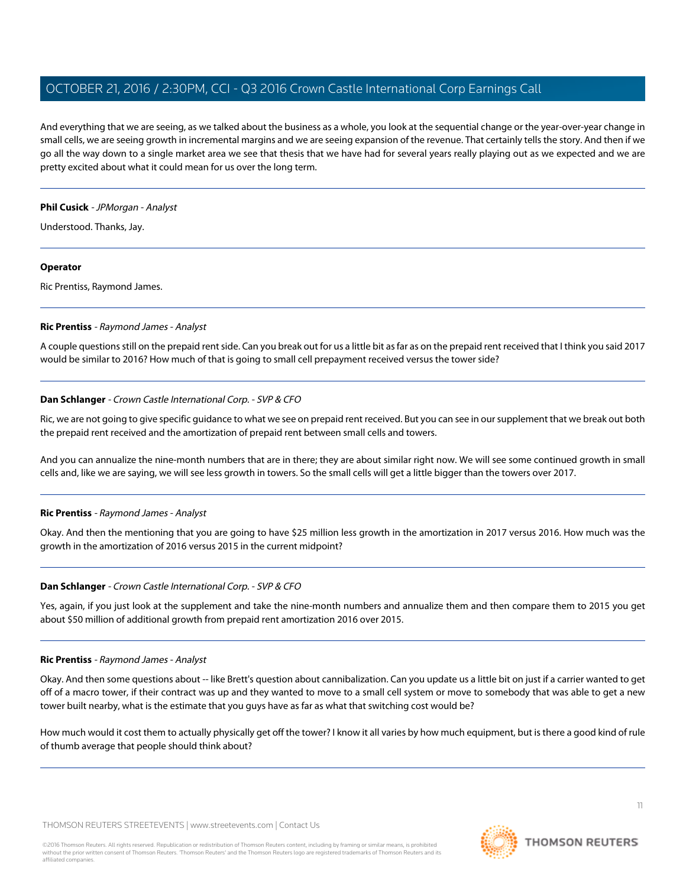And everything that we are seeing, as we talked about the business as a whole, you look at the sequential change or the year-over-year change in small cells, we are seeing growth in incremental margins and we are seeing expansion of the revenue. That certainly tells the story. And then if we go all the way down to a single market area we see that thesis that we have had for several years really playing out as we expected and we are pretty excited about what it could mean for us over the long term.

---

**Phil Cusick** - *JPMorgan - Analyst*

Understood. Thanks, Jay.

---

**Operator**

Ric Prentiss, Raymond James.

---

**Ric Prentiss** - *Raymond James - Analyst*

A couple questions still on the prepaid rent side. Can you break out for us a little bit as far as on the prepaid rent received that I think you said 2017 would be similar to 2016? How much of that is going to small cell prepayment received versus the tower side?

---

**Dan Schlanger** - *Crown Castle International Corp. - SVP & CFO*

Ric, we are not going to give specific guidance to what we see on prepaid rent received. But you can see in our supplement that we break out both the prepaid rent received and the amortization of prepaid rent between small cells and towers.

And you can annualize the nine-month numbers that are in there; they are about similar right now. We will see some continued growth in small cells and, like we are saying, we will see less growth in towers. So the small cells will get a little bigger than the towers over 2017.

---

**Ric Prentiss** - *Raymond James - Analyst*

Okay. And then the mentioning that you are going to have $25 million less growth in the amortization in 2017 versus 2016. How much was the growth in the amortization of 2016 versus 2015 in the current midpoint?

---

**Dan Schlanger** - *Crown Castle International Corp. - SVP & CFO*

Yes, again, if you just look at the supplement and take the nine-month numbers and annualize them and then compare them to 2015 you get about $50 million of additional growth from prepaid rent amortization 2016 over 2015.

---

**Ric Prentiss** - *Raymond James - Analyst*

Okay. And then some questions about -- like Brett's question about cannibalization. Can you update us a little bit on just if a carrier wanted to get off of a macro tower, if their contract was up and they wanted to move to a small cell system or move to somebody that was able to get a new tower built nearby, what is the estimate that you guys have as far as what that switching cost would be?

How much would it cost them to actually physically get off the tower? I know it all varies by how much equipment, but is there a good kind of rule of thumb average that people should think about?

---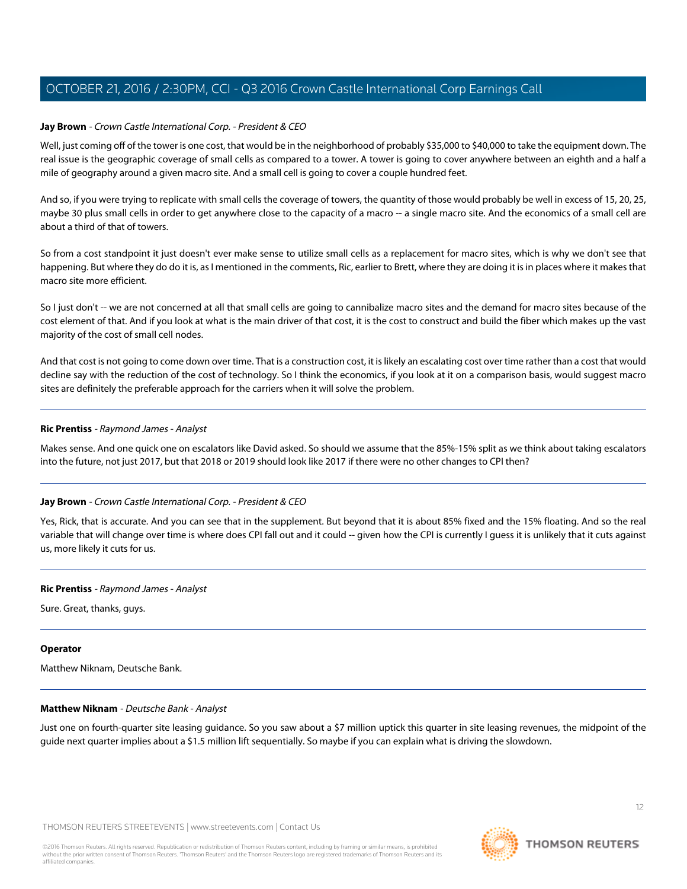**Jay Brown** - *Crown Castle International Corp. - President & CEO*

Well, just coming off of the tower is one cost, that would be in the neighborhood of probably $35,000 to $40,000 to take the equipment down. The real issue is the geographic coverage of small cells as compared to a tower. A tower is going to cover anywhere between an eighth and a half a mile of geography around a given macro site. And a small cell is going to cover a couple hundred feet.

And so, if you were trying to replicate with small cells the coverage of towers, the quantity of those would probably be well in excess of 15, 20, 25, maybe 30 plus small cells in order to get anywhere close to the capacity of a macro -- a single macro site. And the economics of a small cell are about a third of that of towers.

So from a cost standpoint it just doesn't ever make sense to utilize small cells as a replacement for macro sites, which is why we don't see that happening. But where they do do it is, as I mentioned in the comments, Ric, earlier to Brett, where they are doing it is in places where it makes that macro site more efficient.

So I just don't -- we are not concerned at all that small cells are going to cannibalize macro sites and the demand for macro sites because of the cost element of that. And if you look at what is the main driver of that cost, it is the cost to construct and build the fiber which makes up the vast majority of the cost of small cell nodes.

And that cost is not going to come down over time. That is a construction cost, it is likely an escalating cost over time rather than a cost that would decline say with the reduction of the cost of technology. So I think the economics, if you look at it on a comparison basis, would suggest macro sites are definitely the preferable approach for the carriers when it will solve the problem.

---

**Ric Prentiss** - *Raymond James - Analyst*

Makes sense. And one quick one on escalators like David asked. So should we assume that the 85%-15% split as we think about taking escalators into the future, not just 2017, but that 2018 or 2019 should look like 2017 if there were no other changes to CPI then?

---

**Jay Brown** - *Crown Castle International Corp. - President & CEO*

Yes, Rick, that is accurate. And you can see that in the supplement. But beyond that it is about 85% fixed and the 15% floating. And so the real variable that will change over time is where does CPI fall out and it could -- given how the CPI is currently I guess it is unlikely that it cuts against us, more likely it cuts for us.

---

**Ric Prentiss** - *Raymond James - Analyst*

Sure. Great, thanks, guys.

---

**Operator**

Matthew Niknam, Deutsche Bank.

---

**Matthew Niknam** - *Deutsche Bank - Analyst*

Just one on fourth-quarter site leasing guidance. So you saw about a $7 million uptick this quarter in site leasing revenues, the midpoint of the guide next quarter implies about a $1.5 million lift sequentially. So maybe if you can explain what is driving the slowdown.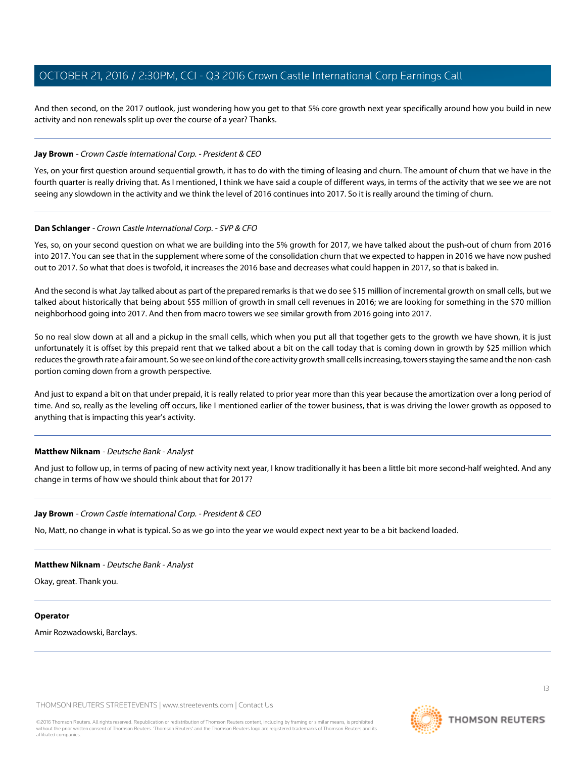And then second, on the 2017 outlook, just wondering how you get to that 5% core growth next year specifically around how you build in new activity and non renewals split up over the course of a year? Thanks.

---

**Jay Brown** - *Crown Castle International Corp. - President & CEO*

Yes, on your first question around sequential growth, it has to do with the timing of leasing and churn. The amount of churn that we have in the fourth quarter is really driving that. As I mentioned, I think we have said a couple of different ways, in terms of the activity that we see we are not seeing any slowdown in the activity and we think the level of 2016 continues into 2017. So it is really around the timing of churn.

---

**Dan Schlanger** - *Crown Castle International Corp. - SVP & CFO*

Yes, so, on your second question on what we are building into the 5% growth for 2017, we have talked about the push-out of churn from 2016 into 2017. You can see that in the supplement where some of the consolidation churn that we expected to happen in 2016 we have now pushed out to 2017. So what that does is twofold, it increases the 2016 base and decreases what could happen in 2017, so that is baked in.

And the second is what Jay talked about as part of the prepared remarks is that we do see $15 million of incremental growth on small cells, but we talked about historically that being about $55 million of growth in small cell revenues in 2016; we are looking for something in the $70 million neighborhood going into 2017. And then from macro towers we see similar growth from 2016 going into 2017.

So no real slow down at all and a pickup in the small cells, which when you put all that together gets to the growth we have shown, it is just unfortunately it is offset by this prepaid rent that we talked about a bit on the call today that is coming down in growth by $25 million which reduces the growth rate a fair amount. So we see on kind of the core activity growth small cells increasing, towers staying the same and the non-cash portion coming down from a growth perspective.

And just to expand a bit on that under prepaid, it is really related to prior year more than this year because the amortization over a long period of time. And so, really as the leveling off occurs, like I mentioned earlier of the tower business, that is was driving the lower growth as opposed to anything that is impacting this year's activity.

---

**Matthew Niknam** - *Deutsche Bank - Analyst*

And just to follow up, in terms of pacing of new activity next year, I know traditionally it has been a little bit more second-half weighted. And any change in terms of how we should think about that for 2017?

---

**Jay Brown** - *Crown Castle International Corp. - President & CEO*

No, Matt, no change in what is typical. So as we go into the year we would expect next year to be a bit backend loaded.

---

**Matthew Niknam** - *Deutsche Bank - Analyst*

Okay, great. Thank you.

---

**Operator**

Amir Rozwadowski, Barclays.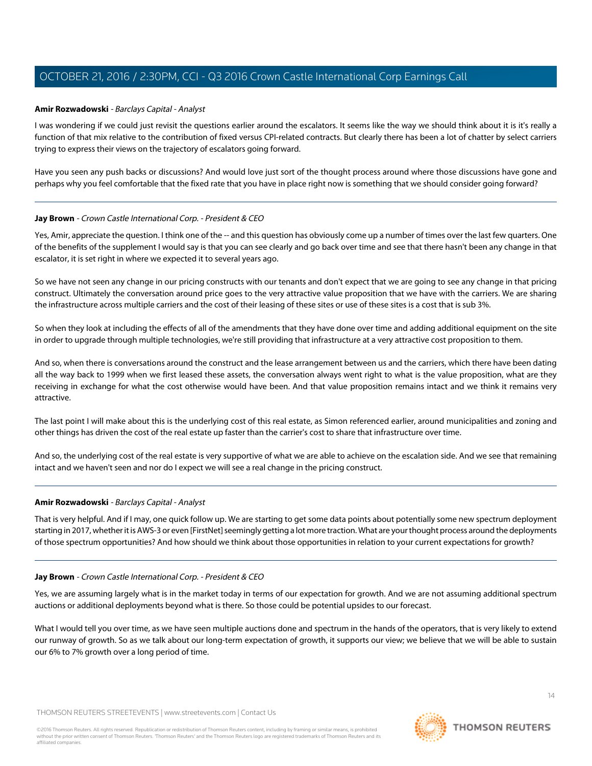**Amir Rozwadowski** - *Barclays Capital - Analyst*

I was wondering if we could just revisit the questions earlier around the escalators. It seems like the way we should think about it is it's really a function of that mix relative to the contribution of fixed versus CPI-related contracts. But clearly there has been a lot of chatter by select carriers trying to express their views on the trajectory of escalators going forward.

Have you seen any push backs or discussions? And would love just sort of the thought process around where those discussions have gone and perhaps why you feel comfortable that the fixed rate that you have in place right now is something that we should consider going forward?

---

**Jay Brown** - *Crown Castle International Corp. - President & CEO*

Yes, Amir, appreciate the question. I think one of the -- and this question has obviously come up a number of times over the last few quarters. One of the benefits of the supplement I would say is that you can see clearly and go back over time and see that there hasn't been any change in that escalator, it is set right in where we expected it to several years ago.

So we have not seen any change in our pricing constructs with our tenants and don't expect that we are going to see any change in that pricing construct. Ultimately the conversation around price goes to the very attractive value proposition that we have with the carriers. We are sharing the infrastructure across multiple carriers and the cost of their leasing of these sites or use of these sites is a cost that is sub 3%.

So when they look at including the effects of all of the amendments that they have done over time and adding additional equipment on the site in order to upgrade through multiple technologies, we're still providing that infrastructure at a very attractive cost proposition to them.

And so, when there is conversations around the construct and the lease arrangement between us and the carriers, which there have been dating all the way back to 1999 when we first leased these assets, the conversation always went right to what is the value proposition, what are they receiving in exchange for what the cost otherwise would have been. And that value proposition remains intact and we think it remains very attractive.

The last point I will make about this is the underlying cost of this real estate, as Simon referenced earlier, around municipalities and zoning and other things has driven the cost of the real estate up faster than the carrier's cost to share that infrastructure over time.

And so, the underlying cost of the real estate is very supportive of what we are able to achieve on the escalation side. And we see that remaining intact and we haven't seen and nor do I expect we will see a real change in the pricing construct.

---

**Amir Rozwadowski** - *Barclays Capital - Analyst*

That is very helpful. And if I may, one quick follow up. We are starting to get some data points about potentially some new spectrum deployment starting in 2017, whether it is AWS-3 or even [FirstNet] seemingly getting a lot more traction. What are your thought process around the deployments of those spectrum opportunities? And how should we think about those opportunities in relation to your current expectations for growth?

---

**Jay Brown** - *Crown Castle International Corp. - President & CEO*

Yes, we are assuming largely what is in the market today in terms of our expectation for growth. And we are not assuming additional spectrum auctions or additional deployments beyond what is there. So those could be potential upsides to our forecast.

What I would tell you over time, as we have seen multiple auctions done and spectrum in the hands of the operators, that is very likely to extend our runway of growth. So as we talk about our long-term expectation of growth, it supports our view; we believe that we will be able to sustain our 6% to 7% growth over a long period of time.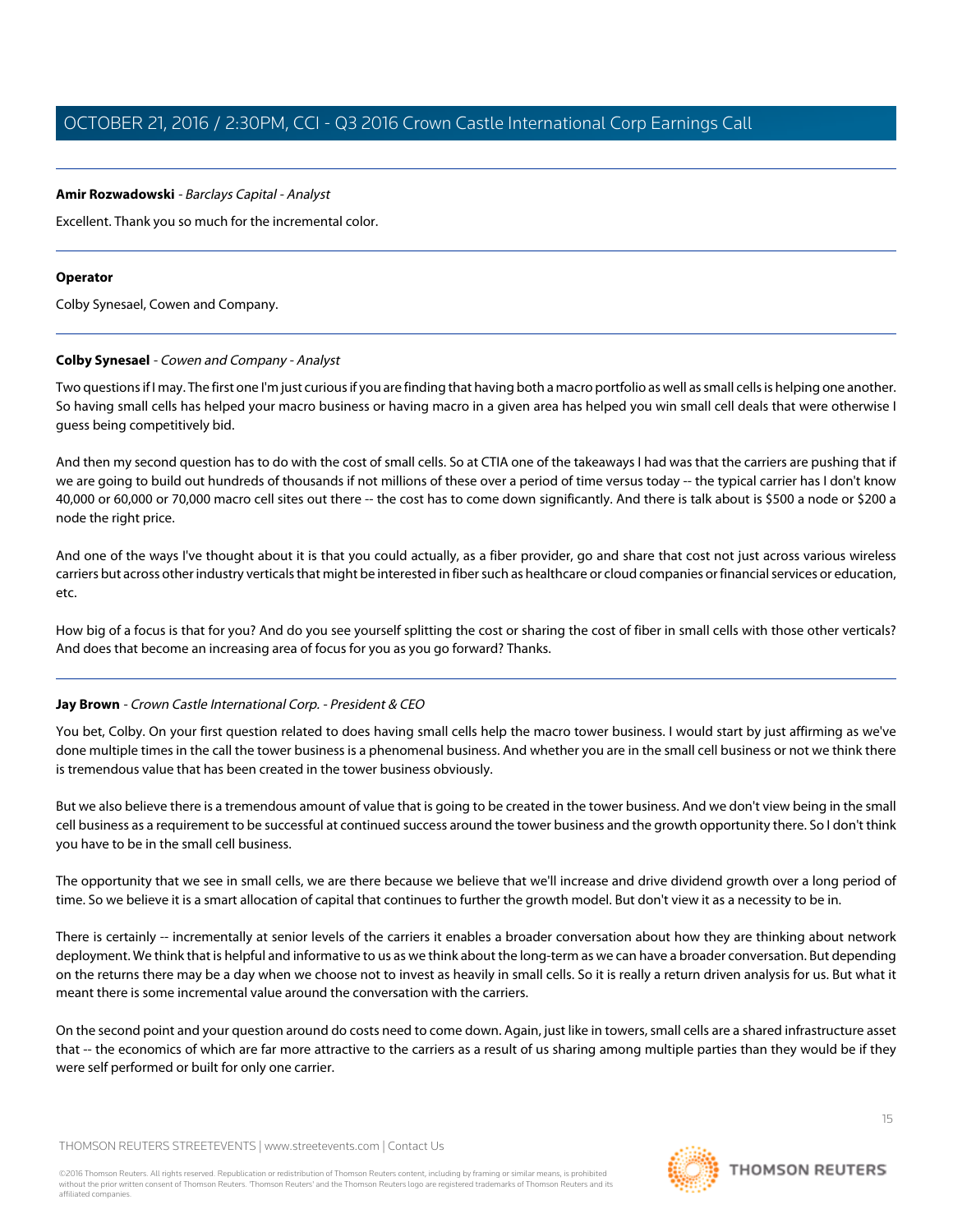**Amir Rozwadowski** - *Barclays Capital - Analyst*

Excellent. Thank you so much for the incremental color.

---

**Operator**

Colby Synesael, Cowen and Company.

---

**Colby Synesael** - *Cowen and Company - Analyst*

Two questions if I may. The first one I'm just curious if you are finding that having both a macro portfolio as well as small cells is helping one another. So having small cells has helped your macro business or having macro in a given area has helped you win small cell deals that were otherwise I guess being competitively bid.

And then my second question has to do with the cost of small cells. So at CTIA one of the takeaways I had was that the carriers are pushing that if we are going to build out hundreds of thousands if not millions of these over a period of time versus today -- the typical carrier has I don't know 40,000 or 60,000 or 70,000 macro cell sites out there -- the cost has to come down significantly. And there is talk about is $500 a node or $200 a node the right price.

And one of the ways I've thought about it is that you could actually, as a fiber provider, go and share that cost not just across various wireless carriers but across other industry verticals that might be interested in fiber such as healthcare or cloud companies or financial services or education, etc.

How big of a focus is that for you? And do you see yourself splitting the cost or sharing the cost of fiber in small cells with those other verticals? And does that become an increasing area of focus for you as you go forward? Thanks.

---

**Jay Brown** - *Crown Castle International Corp. - President & CEO*

You bet, Colby. On your first question related to does having small cells help the macro tower business. I would start by just affirming as we've done multiple times in the call the tower business is a phenomenal business. And whether you are in the small cell business or not we think there is tremendous value that has been created in the tower business obviously.

But we also believe there is a tremendous amount of value that is going to be created in the tower business. And we don't view being in the small cell business as a requirement to be successful at continued success around the tower business and the growth opportunity there. So I don't think you have to be in the small cell business.

The opportunity that we see in small cells, we are there because we believe that we'll increase and drive dividend growth over a long period of time. So we believe it is a smart allocation of capital that continues to further the growth model. But don't view it as a necessity to be in.

There is certainly -- incrementally at senior levels of the carriers it enables a broader conversation about how they are thinking about network deployment. We think that is helpful and informative to us as we think about the long-term as we can have a broader conversation. But depending on the returns there may be a day when we choose not to invest as heavily in small cells. So it is really a return driven analysis for us. But what it meant there is some incremental value around the conversation with the carriers.

On the second point and your question around do costs need to come down. Again, just like in towers, small cells are a shared infrastructure asset that -- the economics of which are far more attractive to the carriers as a result of us sharing among multiple parties than they would be if they were self performed or built for only one carrier.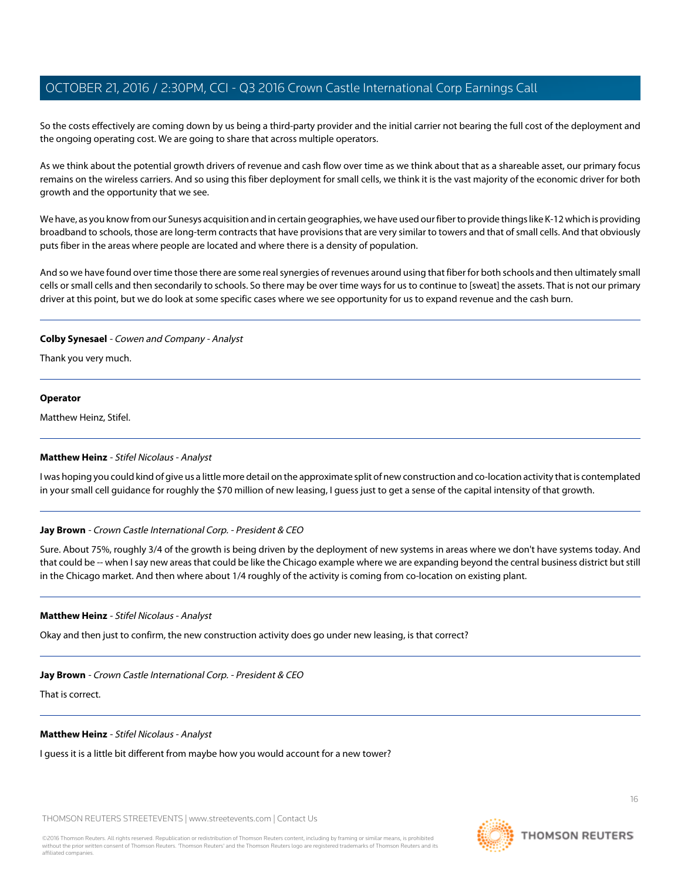So the costs effectively are coming down by us being a third-party provider and the initial carrier not bearing the full cost of the deployment and the ongoing operating cost. We are going to share that across multiple operators.

As we think about the potential growth drivers of revenue and cash flow over time as we think about that as a shareable asset, our primary focus remains on the wireless carriers. And so using this fiber deployment for small cells, we think it is the vast majority of the economic driver for both growth and the opportunity that we see.

We have, as you know from our Sunesys acquisition and in certain geographies, we have used our fiber to provide things like K-12 which is providing broadband to schools, those are long-term contracts that have provisions that are very similar to towers and that of small cells. And that obviously puts fiber in the areas where people are located and where there is a density of population.

And so we have found over time those there are some real synergies of revenues around using that fiber for both schools and then ultimately small cells or small cells and then secondarily to schools. So there may be over time ways for us to continue to [sweat] the assets. That is not our primary driver at this point, but we do look at some specific cases where we see opportunity for us to expand revenue and the cash burn.

---

**Colby Synesael** - *Cowen and Company - Analyst*

Thank you very much.

---

**Operator**

Matthew Heinz, Stifel.

---

**Matthew Heinz** - *Stifel Nicolaus - Analyst*

I was hoping you could kind of give us a little more detail on the approximate split of new construction and co-location activity that is contemplated in your small cell guidance for roughly the $70 million of new leasing, I guess just to get a sense of the capital intensity of that growth.

---

**Jay Brown** - *Crown Castle International Corp. - President & CEO*

Sure. About 75%, roughly 3/4 of the growth is being driven by the deployment of new systems in areas where we don't have systems today. And that could be -- when I say new areas that could be like the Chicago example where we are expanding beyond the central business district but still in the Chicago market. And then where about 1/4 roughly of the activity is coming from co-location on existing plant.

---

**Matthew Heinz** - *Stifel Nicolaus - Analyst*

Okay and then just to confirm, the new construction activity does go under new leasing, is that correct?

---

**Jay Brown** - *Crown Castle International Corp. - President & CEO*

That is correct.

---

**Matthew Heinz** - *Stifel Nicolaus - Analyst*

I guess it is a little bit different from maybe how you would account for a new tower?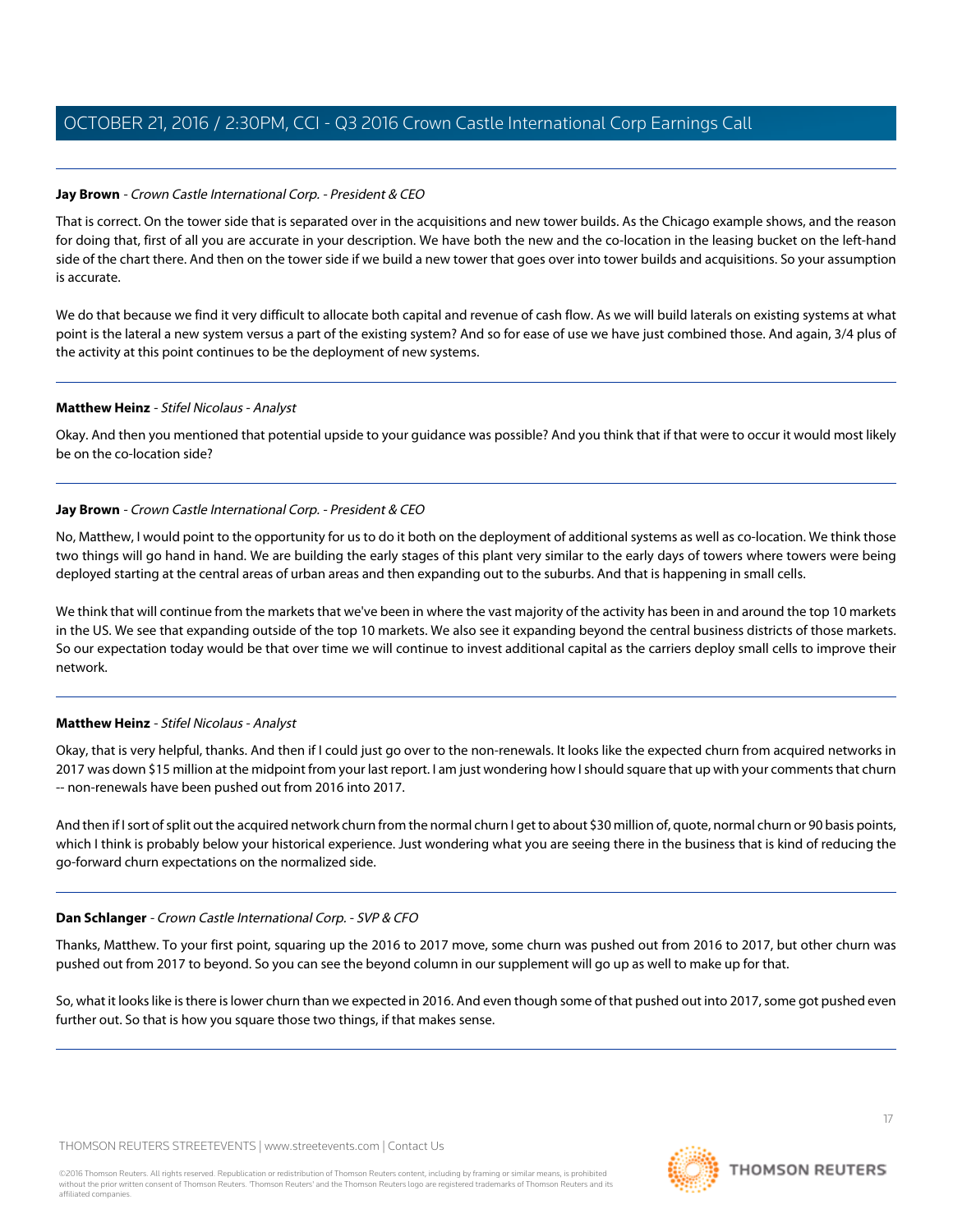**Jay Brown** - *Crown Castle International Corp. - President & CEO*

That is correct. On the tower side that is separated over in the acquisitions and new tower builds. As the Chicago example shows, and the reason for doing that, first of all you are accurate in your description. We have both the new and the co-location in the leasing bucket on the left-hand side of the chart there. And then on the tower side if we build a new tower that goes over into tower builds and acquisitions. So your assumption is accurate.

We do that because we find it very difficult to allocate both capital and revenue of cash flow. As we will build laterals on existing systems at what point is the lateral a new system versus a part of the existing system? And so for ease of use we have just combined those. And again, 3/4 plus of the activity at this point continues to be the deployment of new systems.

---

**Matthew Heinz** - *Stifel Nicolaus - Analyst*

Okay. And then you mentioned that potential upside to your guidance was possible? And you think that if that were to occur it would most likely be on the co-location side?

---

**Jay Brown** - *Crown Castle International Corp. - President & CEO*

No, Matthew, I would point to the opportunity for us to do it both on the deployment of additional systems as well as co-location. We think those two things will go hand in hand. We are building the early stages of this plant very similar to the early days of towers where towers were being deployed starting at the central areas of urban areas and then expanding out to the suburbs. And that is happening in small cells.

We think that will continue from the markets that we've been in where the vast majority of the activity has been in and around the top 10 markets in the US. We see that expanding outside of the top 10 markets. We also see it expanding beyond the central business districts of those markets. So our expectation today would be that over time we will continue to invest additional capital as the carriers deploy small cells to improve their network.

---

**Matthew Heinz** - *Stifel Nicolaus - Analyst*

Okay, that is very helpful, thanks. And then if I could just go over to the non-renewals. It looks like the expected churn from acquired networks in 2017 was down $15 million at the midpoint from your last report. I am just wondering how I should square that up with your comments that churn -- non-renewals have been pushed out from 2016 into 2017.

And then if I sort of split out the acquired network churn from the normal churn I get to about $30 million of, quote, normal churn or 90 basis points, which I think is probably below your historical experience. Just wondering what you are seeing there in the business that is kind of reducing the go-forward churn expectations on the normalized side.

---

**Dan Schlanger** - *Crown Castle International Corp. - SVP & CFO*

Thanks, Matthew. To your first point, squaring up the 2016 to 2017 move, some churn was pushed out from 2016 to 2017, but other churn was pushed out from 2017 to beyond. So you can see the beyond column in our supplement will go up as well to make up for that.

So, what it looks like is there is lower churn than we expected in 2016. And even though some of that pushed out into 2017, some got pushed even further out. So that is how you square those two things, if that makes sense.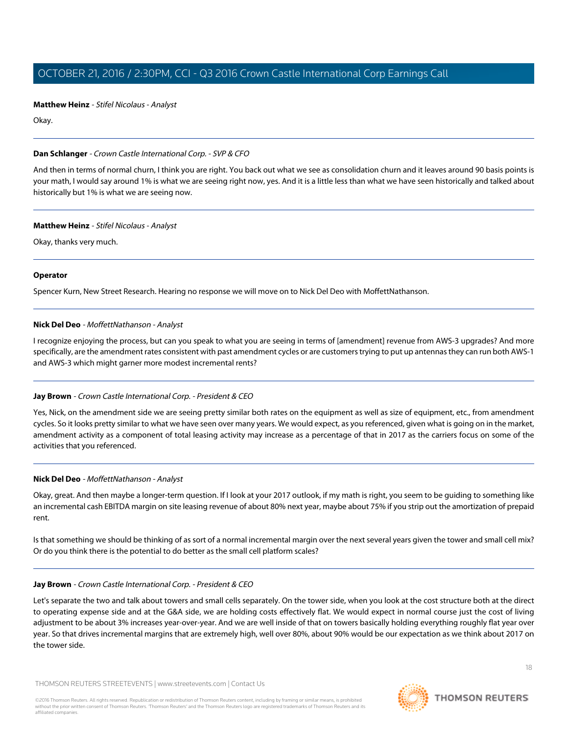**Matthew Heinz** - *Stifel Nicolaus - Analyst*

Okay.

---

**Dan Schlanger** - *Crown Castle International Corp. - SVP & CFO*

And then in terms of normal churn, I think you are right. You back out what we see as consolidation churn and it leaves around 90 basis points is your math, I would say around 1% is what we are seeing right now, yes. And it is a little less than what we have seen historically and talked about historically but 1% is what we are seeing now.

---

**Matthew Heinz** - *Stifel Nicolaus - Analyst*

Okay, thanks very much.

---

**Operator**

Spencer Kurn, New Street Research. Hearing no response we will move on to Nick Del Deo with MoffettNathanson.

---

**Nick Del Deo** - *MoffettNathanson - Analyst*

I recognize enjoying the process, but can you speak to what you are seeing in terms of [amendment] revenue from AWS-3 upgrades? And more specifically, are the amendment rates consistent with past amendment cycles or are customers trying to put up antennas they can run both AWS-1 and AWS-3 which might garner more modest incremental rents?

---

**Jay Brown** - *Crown Castle International Corp. - President & CEO*

Yes, Nick, on the amendment side we are seeing pretty similar both rates on the equipment as well as size of equipment, etc., from amendment cycles. So it looks pretty similar to what we have seen over many years. We would expect, as you referenced, given what is going on in the market, amendment activity as a component of total leasing activity may increase as a percentage of that in 2017 as the carriers focus on some of the activities that you referenced.

---

**Nick Del Deo** - *MoffettNathanson - Analyst*

Okay, great. And then maybe a longer-term question. If I look at your 2017 outlook, if my math is right, you seem to be guiding to something like an incremental cash EBITDA margin on site leasing revenue of about 80% next year, maybe about 75% if you strip out the amortization of prepaid rent.

Is that something we should be thinking of as sort of a normal incremental margin over the next several years given the tower and small cell mix? Or do you think there is the potential to do better as the small cell platform scales?

---

**Jay Brown** - *Crown Castle International Corp. - President & CEO*

Let's separate the two and talk about towers and small cells separately. On the tower side, when you look at the cost structure both at the direct to operating expense side and at the G&A side, we are holding costs effectively flat. We would expect in normal course just the cost of living adjustment to be about 3% increases year-over-year. And we are well inside of that on towers basically holding everything roughly flat year over year. So that drives incremental margins that are extremely high, well over 80%, about 90% would be our expectation as we think about 2017 on the tower side.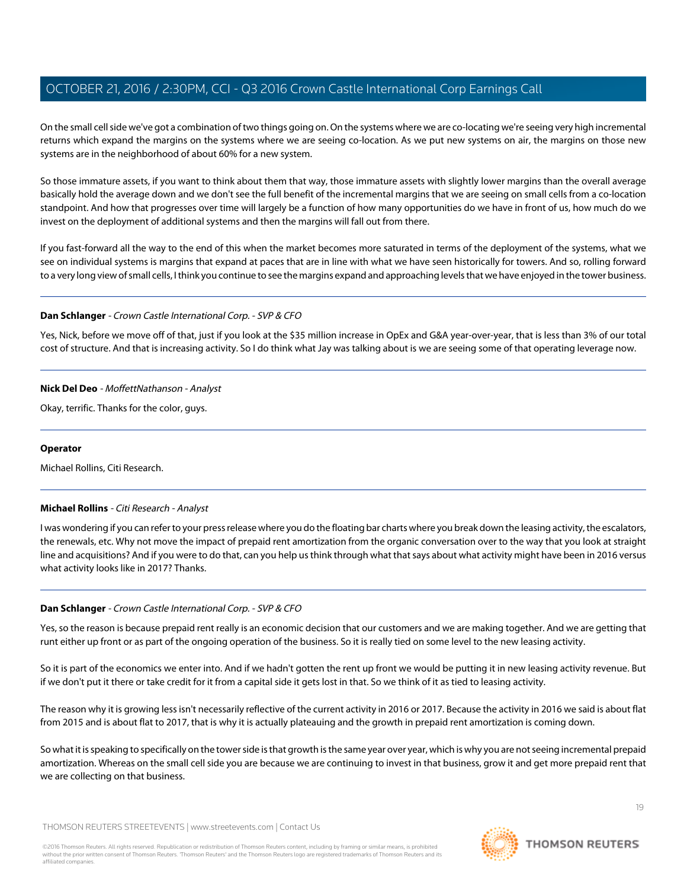On the small cell side we've got a combination of two things going on. On the systems where we are co-locating we're seeing very high incremental returns which expand the margins on the systems where we are seeing co-location. As we put new systems on air, the margins on those new systems are in the neighborhood of about 60% for a new system.

So those immature assets, if you want to think about them that way, those immature assets with slightly lower margins than the overall average basically hold the average down and we don't see the full benefit of the incremental margins that we are seeing on small cells from a co-location standpoint. And how that progresses over time will largely be a function of how many opportunities do we have in front of us, how much do we invest on the deployment of additional systems and then the margins will fall out from there.

If you fast-forward all the way to the end of this when the market becomes more saturated in terms of the deployment of the systems, what we see on individual systems is margins that expand at paces that are in line with what we have seen historically for towers. And so, rolling forward to a very long view of small cells, I think you continue to see the margins expand and approaching levels that we have enjoyed in the tower business.

---

**Dan Schlanger** - *Crown Castle International Corp. - SVP & CFO*

Yes, Nick, before we move off of that, just if you look at the $35 million increase in OpEx and G&A year-over-year, that is less than 3% of our total cost of structure. And that is increasing activity. So I do think what Jay was talking about is we are seeing some of that operating leverage now.

---

**Nick Del Deo** - *MoffettNathanson - Analyst*

Okay, terrific. Thanks for the color, guys.

---

**Operator**

Michael Rollins, Citi Research.

---

**Michael Rollins** - *Citi Research - Analyst*

I was wondering if you can refer to your press release where you do the floating bar charts where you break down the leasing activity, the escalators, the renewals, etc. Why not move the impact of prepaid rent amortization from the organic conversation over to the way that you look at straight line and acquisitions? And if you were to do that, can you help us think through what that says about what activity might have been in 2016 versus what activity looks like in 2017? Thanks.

---

**Dan Schlanger** - *Crown Castle International Corp. - SVP & CFO*

Yes, so the reason is because prepaid rent really is an economic decision that our customers and we are making together. And we are getting that runt either up front or as part of the ongoing operation of the business. So it is really tied on some level to the new leasing activity.

So it is part of the economics we enter into. And if we hadn't gotten the rent up front we would be putting it in new leasing activity revenue. But if we don't put it there or take credit for it from a capital side it gets lost in that. So we think of it as tied to leasing activity.

The reason why it is growing less isn't necessarily reflective of the current activity in 2016 or 2017. Because the activity in 2016 we said is about flat from 2015 and is about flat to 2017, that is why it is actually plateauing and the growth in prepaid rent amortization is coming down.

So what it is speaking to specifically on the tower side is that growth is the same year over year, which is why you are not seeing incremental prepaid amortization. Whereas on the small cell side you are because we are continuing to invest in that business, grow it and get more prepaid rent that we are collecting on that business.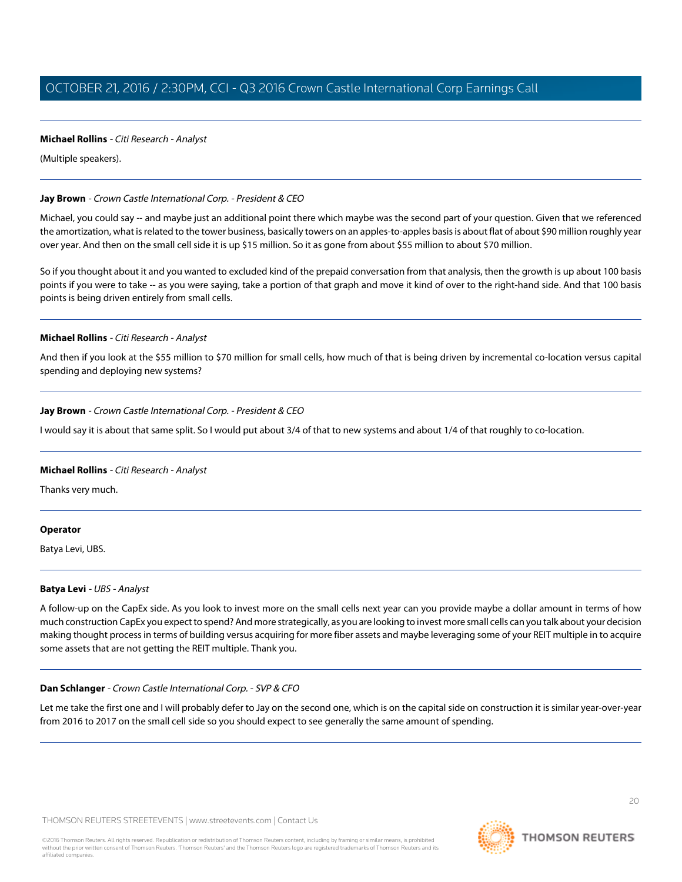**Michael Rollins** - *Citi Research - Analyst*

(Multiple speakers).

---

**Jay Brown** - *Crown Castle International Corp. - President & CEO*

Michael, you could say -- and maybe just an additional point there which maybe was the second part of your question. Given that we referenced the amortization, what is related to the tower business, basically towers on an apples-to-apples basis is about flat of about $90 million roughly year over year. And then on the small cell side it is up $15 million. So it as gone from about $55 million to about $70 million.

So if you thought about it and you wanted to excluded kind of the prepaid conversation from that analysis, then the growth is up about 100 basis points if you were to take -- as you were saying, take a portion of that graph and move it kind of over to the right-hand side. And that 100 basis points is being driven entirely from small cells.

---

**Michael Rollins** - *Citi Research - Analyst*

And then if you look at the $55 million to $70 million for small cells, how much of that is being driven by incremental co-location versus capital spending and deploying new systems?

---

**Jay Brown** - *Crown Castle International Corp. - President & CEO*

I would say it is about that same split. So I would put about 3/4 of that to new systems and about 1/4 of that roughly to co-location.

---

**Michael Rollins** - *Citi Research - Analyst*

Thanks very much.

---

**Operator**

Batya Levi, UBS.

---

**Batya Levi** - *UBS - Analyst*

A follow-up on the CapEx side. As you look to invest more on the small cells next year can you provide maybe a dollar amount in terms of how much construction CapEx you expect to spend? And more strategically, as you are looking to invest more small cells can you talk about your decision making thought process in terms of building versus acquiring for more fiber assets and maybe leveraging some of your REIT multiple in to acquire some assets that are not getting the REIT multiple. Thank you.

---

**Dan Schlanger** - *Crown Castle International Corp. - SVP & CFO*

Let me take the first one and I will probably defer to Jay on the second one, which is on the capital side on construction it is similar year-over-year from 2016 to 2017 on the small cell side so you should expect to see generally the same amount of spending.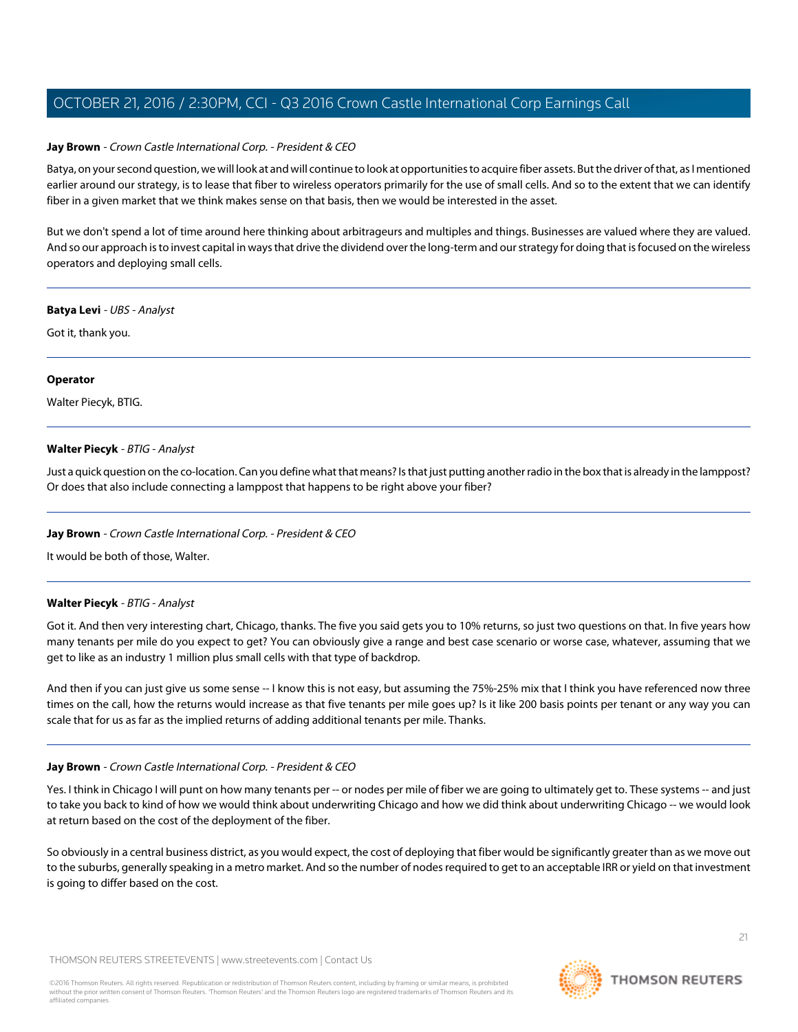**Jay Brown** - *Crown Castle International Corp. - President & CEO*

Batya, on your second question, we will look at and will continue to look at opportunities to acquire fiber assets. But the driver of that, as I mentioned earlier around our strategy, is to lease that fiber to wireless operators primarily for the use of small cells. And so to the extent that we can identify fiber in a given market that we think makes sense on that basis, then we would be interested in the asset.

But we don't spend a lot of time around here thinking about arbitrageurs and multiples and things. Businesses are valued where they are valued. And so our approach is to invest capital in ways that drive the dividend over the long-term and our strategy for doing that is focused on the wireless operators and deploying small cells.

---

**Batya Levi** - *UBS - Analyst*

Got it, thank you.

---

**Operator**

Walter Piecyk, BTIG.

---

**Walter Piecyk** - *BTIG - Analyst*

Just a quick question on the co-location. Can you define what that means? Is that just putting another radio in the box that is already in the lamppost? Or does that also include connecting a lamppost that happens to be right above your fiber?

---

**Jay Brown** - *Crown Castle International Corp. - President & CEO*

It would be both of those, Walter.

---

**Walter Piecyk** - *BTIG - Analyst*

Got it. And then very interesting chart, Chicago, thanks. The five you said gets you to 10% returns, so just two questions on that. In five years how many tenants per mile do you expect to get? You can obviously give a range and best case scenario or worse case, whatever, assuming that we get to like as an industry 1 million plus small cells with that type of backdrop.

And then if you can just give us some sense -- I know this is not easy, but assuming the 75%-25% mix that I think you have referenced now three times on the call, how the returns would increase as that five tenants per mile goes up? Is it like 200 basis points per tenant or any way you can scale that for us as far as the implied returns of adding additional tenants per mile. Thanks.

---

**Jay Brown** - *Crown Castle International Corp. - President & CEO*

Yes. I think in Chicago I will punt on how many tenants per -- or nodes per mile of fiber we are going to ultimately get to. These systems -- and just to take you back to kind of how we would think about underwriting Chicago and how we did think about underwriting Chicago -- we would look at return based on the cost of the deployment of the fiber.

So obviously in a central business district, as you would expect, the cost of deploying that fiber would be significantly greater than as we move out to the suburbs, generally speaking in a metro market. And so the number of nodes required to get to an acceptable IRR or yield on that investment is going to differ based on the cost.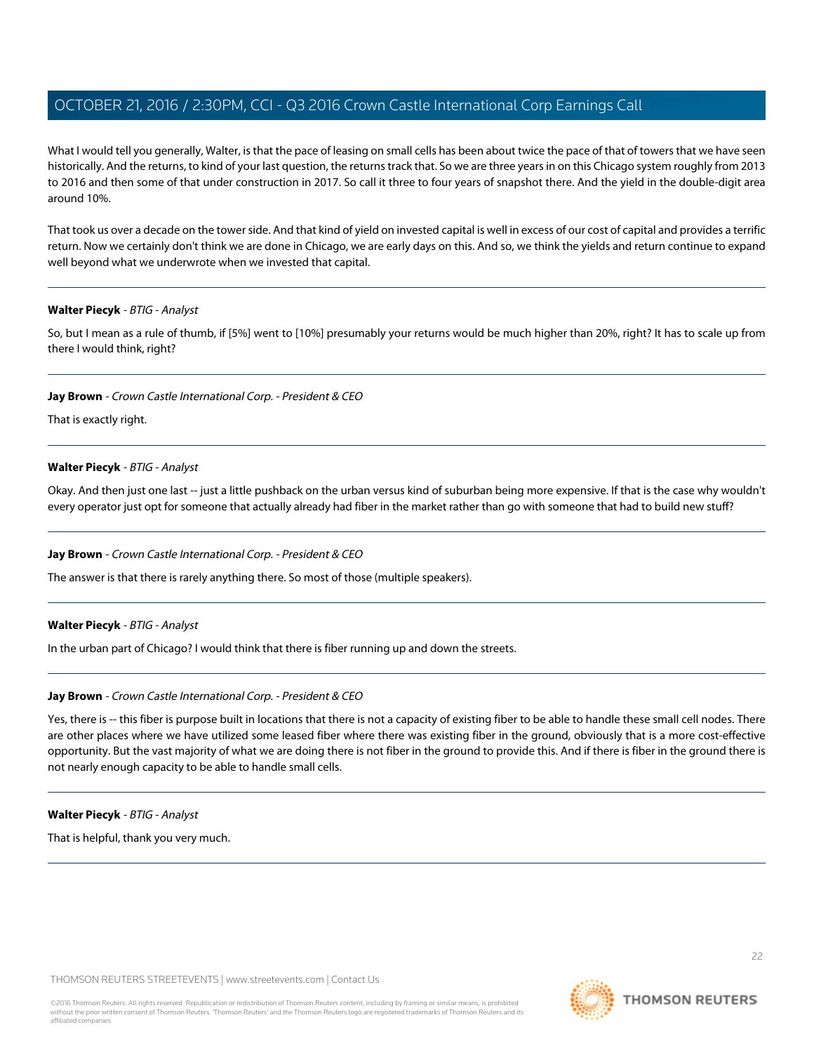What I would tell you generally, Walter, is that the pace of leasing on small cells has been about twice the pace of that of towers that we have seen historically. And the returns, to kind of your last question, the returns track that. So we are three years in on this Chicago system roughly from 2013 to 2016 and then some of that under construction in 2017. So call it three to four years of snapshot there. And the yield in the double-digit area around 10%.

That took us over a decade on the tower side. And that kind of yield on invested capital is well in excess of our cost of capital and provides a terrific return. Now we certainly don't think we are done in Chicago, we are early days on this. And so, we think the yields and return continue to expand well beyond what we underwrote when we invested that capital.

---

**Walter Piecyk** - *BTIG - Analyst*

So, but I mean as a rule of thumb, if [5%] went to [10%] presumably your returns would be much higher than 20%, right? It has to scale up from there I would think, right?

---

**Jay Brown** - *Crown Castle International Corp. - President & CEO*

That is exactly right.

---

**Walter Piecyk** - *BTIG - Analyst*

Okay. And then just one last -- just a little pushback on the urban versus kind of suburban being more expensive. If that is the case why wouldn't every operator just opt for someone that actually already had fiber in the market rather than go with someone that had to build new stuff?

---

**Jay Brown** - *Crown Castle International Corp. - President & CEO*

The answer is that there is rarely anything there. So most of those (multiple speakers).

---

**Walter Piecyk** - *BTIG - Analyst*

In the urban part of Chicago? I would think that there is fiber running up and down the streets.

---

**Jay Brown** - *Crown Castle International Corp. - President & CEO*

Yes, there is -- this fiber is purpose built in locations that there is not a capacity of existing fiber to be able to handle these small cell nodes. There are other places where we have utilized some leased fiber where there was existing fiber in the ground, obviously that is a more cost-effective opportunity. But the vast majority of what we are doing there is not fiber in the ground to provide this. And if there is fiber in the ground there is not nearly enough capacity to be able to handle small cells.

---

**Walter Piecyk** - *BTIG - Analyst*

That is helpful, thank you very much.

---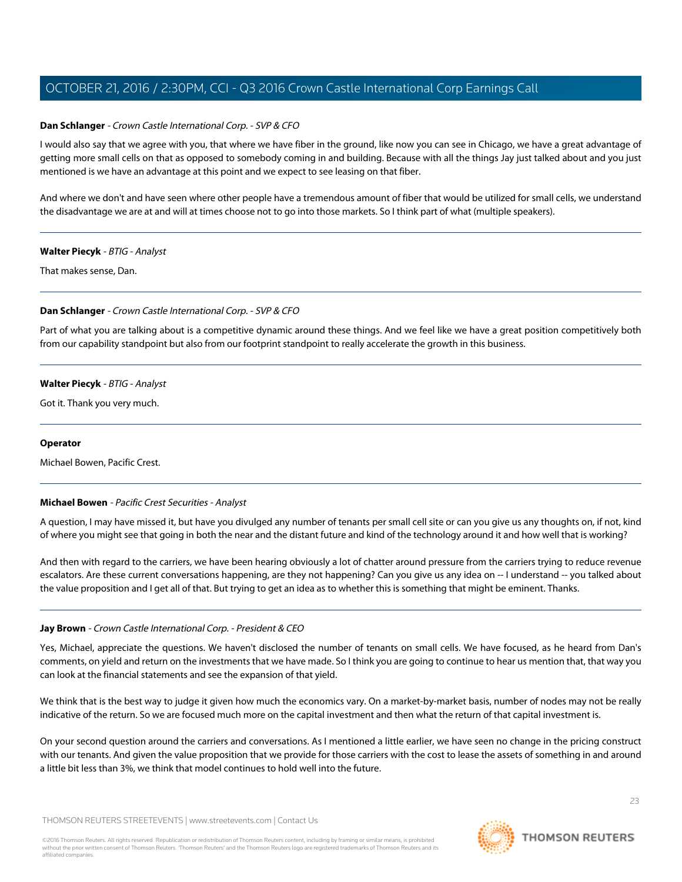**Dan Schlanger** - *Crown Castle International Corp. - SVP & CFO*

I would also say that we agree with you, that where we have fiber in the ground, like now you can see in Chicago, we have a great advantage of getting more small cells on that as opposed to somebody coming in and building. Because with all the things Jay just talked about and you just mentioned is we have an advantage at this point and we expect to see leasing on that fiber.

And where we don't and have seen where other people have a tremendous amount of fiber that would be utilized for small cells, we understand the disadvantage we are at and will at times choose not to go into those markets. So I think part of what (multiple speakers).

---

**Walter Piecyk** - *BTIG - Analyst*

That makes sense, Dan.

---

**Dan Schlanger** - *Crown Castle International Corp. - SVP & CFO*

Part of what you are talking about is a competitive dynamic around these things. And we feel like we have a great position competitively both from our capability standpoint but also from our footprint standpoint to really accelerate the growth in this business.

---

**Walter Piecyk** - *BTIG - Analyst*

Got it. Thank you very much.

---

**Operator**

Michael Bowen, Pacific Crest.

---

**Michael Bowen** - *Pacific Crest Securities - Analyst*

A question, I may have missed it, but have you divulged any number of tenants per small cell site or can you give us any thoughts on, if not, kind of where you might see that going in both the near and the distant future and kind of the technology around it and how well that is working?

And then with regard to the carriers, we have been hearing obviously a lot of chatter around pressure from the carriers trying to reduce revenue escalators. Are these current conversations happening, are they not happening? Can you give us any idea on -- I understand -- you talked about the value proposition and I get all of that. But trying to get an idea as to whether this is something that might be eminent. Thanks.

---

**Jay Brown** - *Crown Castle International Corp. - President & CEO*

Yes, Michael, appreciate the questions. We haven't disclosed the number of tenants on small cells. We have focused, as he heard from Dan's comments, on yield and return on the investments that we have made. So I think you are going to continue to hear us mention that, that way you can look at the financial statements and see the expansion of that yield.

We think that is the best way to judge it given how much the economics vary. On a market-by-market basis, number of nodes may not be really indicative of the return. So we are focused much more on the capital investment and then what the return of that capital investment is.

On your second question around the carriers and conversations. As I mentioned a little earlier, we have seen no change in the pricing construct with our tenants. And given the value proposition that we provide for those carriers with the cost to lease the assets of something in and around a little bit less than 3%, we think that model continues to hold well into the future.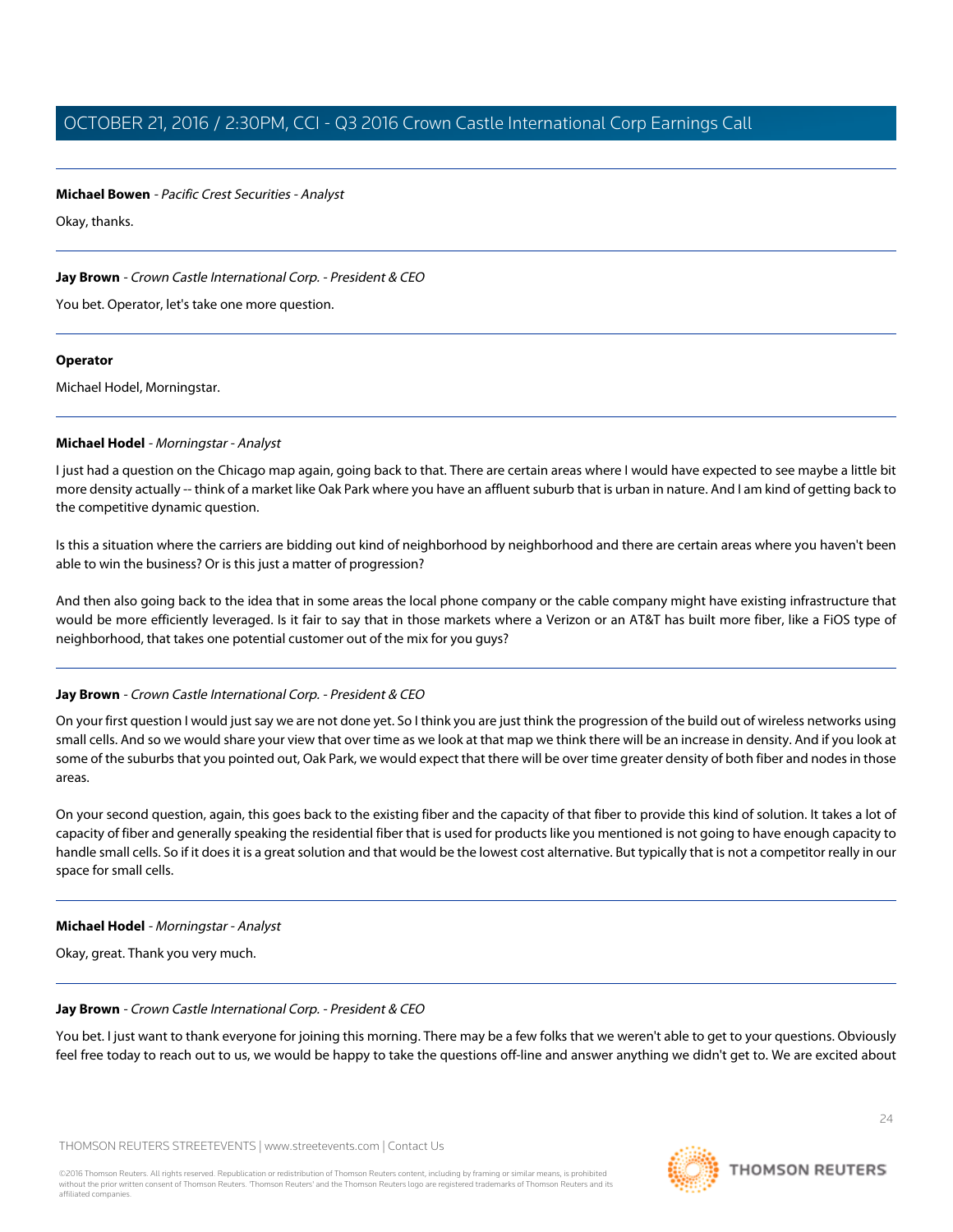**Michael Bowen** - *Pacific Crest Securities - Analyst*

Okay, thanks.

---

**Jay Brown** - *Crown Castle International Corp. - President & CEO*

You bet. Operator, let's take one more question.

---

**Operator**

Michael Hodel, Morningstar.

---

**Michael Hodel** - *Morningstar - Analyst*

I just had a question on the Chicago map again, going back to that. There are certain areas where I would have expected to see maybe a little bit more density actually -- think of a market like Oak Park where you have an affluent suburb that is urban in nature. And I am kind of getting back to the competitive dynamic question.

Is this a situation where the carriers are bidding out kind of neighborhood by neighborhood and there are certain areas where you haven't been able to win the business? Or is this just a matter of progression?

And then also going back to the idea that in some areas the local phone company or the cable company might have existing infrastructure that would be more efficiently leveraged. Is it fair to say that in those markets where a Verizon or an AT&T has built more fiber, like a FiOS type of neighborhood, that takes one potential customer out of the mix for you guys?

---

**Jay Brown** - *Crown Castle International Corp. - President & CEO*

On your first question I would just say we are not done yet. So I think you are just think the progression of the build out of wireless networks using small cells. And so we would share your view that over time as we look at that map we think there will be an increase in density. And if you look at some of the suburbs that you pointed out, Oak Park, we would expect that there will be over time greater density of both fiber and nodes in those areas.

On your second question, again, this goes back to the existing fiber and the capacity of that fiber to provide this kind of solution. It takes a lot of capacity of fiber and generally speaking the residential fiber that is used for products like you mentioned is not going to have enough capacity to handle small cells. So if it does it is a great solution and that would be the lowest cost alternative. But typically that is not a competitor really in our space for small cells.

---

**Michael Hodel** - *Morningstar - Analyst*

Okay, great. Thank you very much.

---

**Jay Brown** - *Crown Castle International Corp. - President & CEO*

You bet. I just want to thank everyone for joining this morning. There may be a few folks that we weren't able to get to your questions. Obviously feel free today to reach out to us, we would be happy to take the questions off-line and answer anything we didn't get to. We are excited about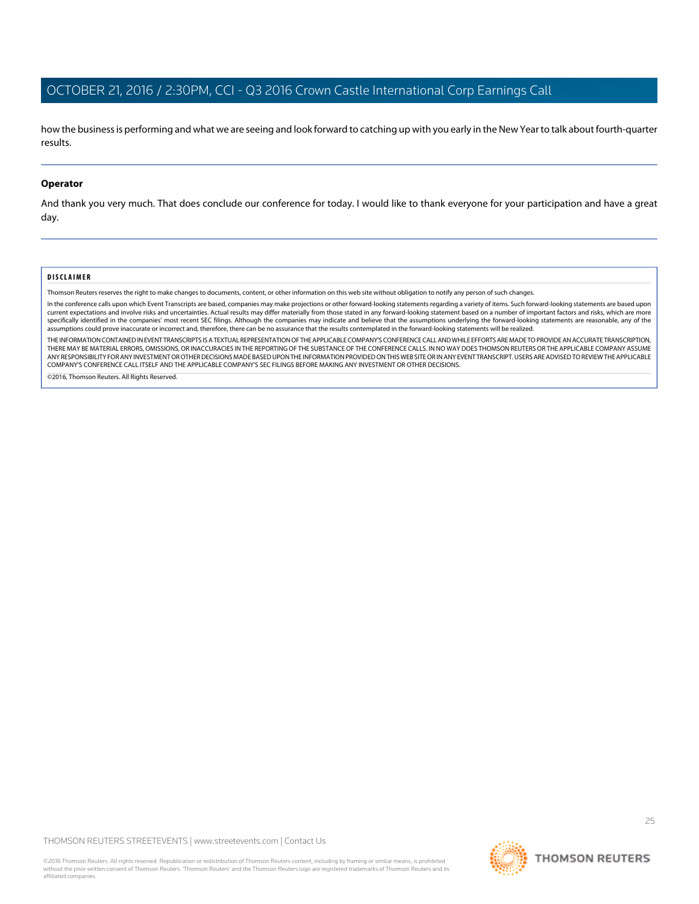how the business is performing and what we are seeing and look forward to catching up with you early in the New Year to talk about fourth-quarter results.

---

**Operator**

And thank you very much. That does conclude our conference for today. I would like to thank everyone for your participation and have a great day.

---

**DISCLAIMER**

Thomson Reuters reserves the right to make changes to documents, content, or other information on this web site without obligation to notify any person of such changes.

In the conference calls upon which Event Transcripts are based, companies may make projections or other forward-looking statements regarding a variety of items. Such forward-looking statements are based upon current expectations and involve risks and uncertainties. Actual results may differ materially from those stated in any forward-looking statement based on a number of important factors and risks, which are more specifically identified in the companies' most recent SEC filings. Although the companies may indicate and believe that the assumptions underlying the forward-looking statements are reasonable, any of the assumptions could prove inaccurate or incorrect and, therefore, there can be no assurance that the results contemplated in the forward-looking statements will be realized.

THE INFORMATION CONTAINED IN EVENT TRANSCRIPTS IS A TEXTUAL REPRESENTATION OF THE APPLICABLE COMPANY'S CONFERENCE CALL AND WHILE EFFORTS ARE MADE TO PROVIDE AN ACCURATE TRANSCRIPTION, THERE MAY BE MATERIAL ERRORS, OMISSIONS, OR INACCURACIES IN THE REPORTING OF THE SUBSTANCE OF THE CONFERENCE CALLS. IN NO WAY DOES THOMSON REUTERS OR THE APPLICABLE COMPANY ASSUME ANY RESPONSIBILITY FOR ANY INVESTMENT OR OTHER DECISIONS MADE BASED UPON THE INFORMATION PROVIDED ON THIS WEB SITE OR IN ANY EVENT TRANSCRIPT. USERS ARE ADVISED TO REVIEW THE APPLICABLE COMPANY'S CONFERENCE CALL ITSELF AND THE APPLICABLE COMPANY'S SEC FILINGS BEFORE MAKING ANY INVESTMENT OR OTHER DECISIONS.

©2016, Thomson Reuters. All Rights Reserved.